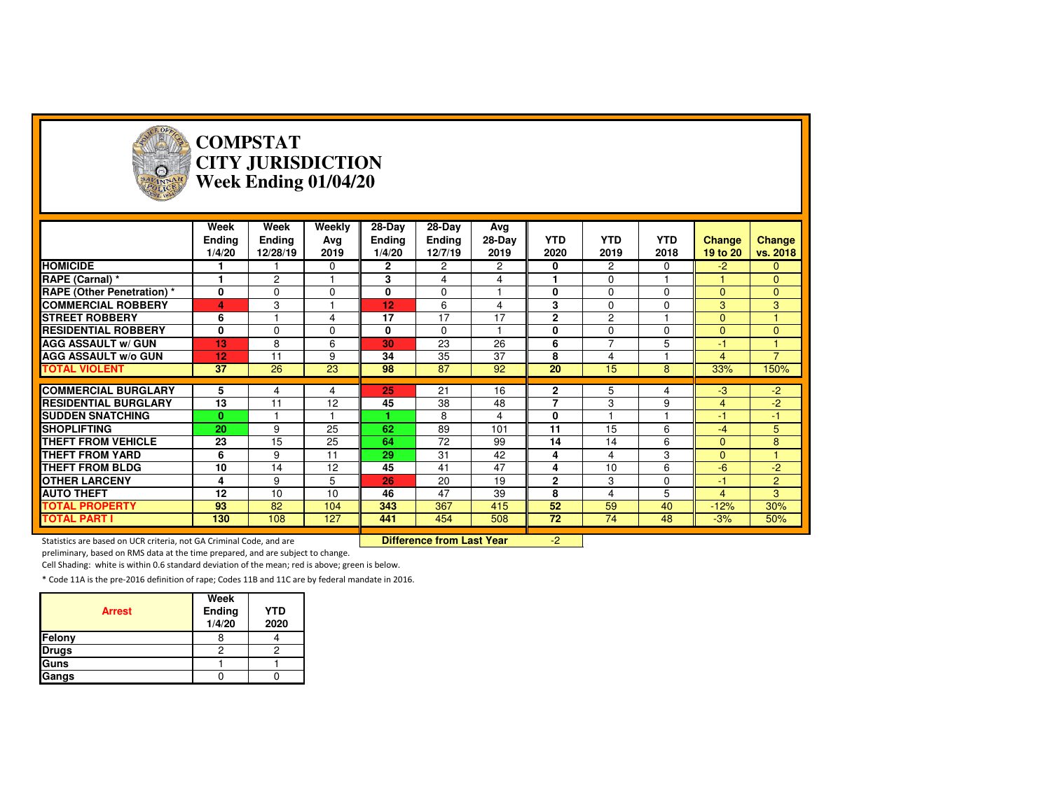# COMPSTAT
# CITY JURISDICTION
# Week Ending 01/04/20

| | Week Ending 1/4/20 | Week Ending 12/28/19 | Weekly Avg 2019 | 28-Day Ending 1/4/20 | 28-Day Ending 12/7/19 | Avg 28-Day 2019 | YTD 2020 | YTD 2019 | YTD 2018 | Change 19 to 20 | Change vs. 2018 |
|---|---|---|---|---|---|---|---|---|---|---|---|
| **HOMICIDE** | 1 | 1 | 0 | 2 | 2 | 2 | 0 | 2 | 0 | -2 | 0 |
| **RAPE (Carnal) *** | 1 | 2 | 1 | 3 | 4 | 4 | 1 | 0 | 1 | 1 | 0 |
| **RAPE (Other Penetration) *** | 0 | 0 | 0 | 0 | 0 | 1 | 0 | 0 | 0 | 0 | 0 |
| **COMMERCIAL ROBBERY** | 4 | 3 | 1 | 12 | 6 | 4 | 3 | 0 | 0 | 3 | 3 |
| **STREET ROBBERY** | 6 | 1 | 4 | 17 | 17 | 17 | 2 | 2 | 1 | 0 | 1 |
| **RESIDENTIAL ROBBERY** | 0 | 0 | 0 | 0 | 0 | 1 | 0 | 0 | 0 | 0 | 0 |
| **AGG ASSAULT w/ GUN** | 13 | 8 | 6 | 30 | 23 | 26 | 6 | 7 | 5 | -1 | 1 |
| **AGG ASSAULT w/o GUN** | 12 | 11 | 9 | 34 | 35 | 37 | 8 | 4 | 1 | 4 | 7 |
| **TOTAL VIOLENT** | 37 | 26 | 23 | 98 | 87 | 92 | 20 | 15 | 8 | 33% | 150% |
| **COMMERCIAL BURGLARY** | 5 | 4 | 4 | 25 | 21 | 16 | 2 | 5 | 4 | -3 | -2 |
| **RESIDENTIAL BURGLARY** | 13 | 11 | 12 | 45 | 38 | 48 | 7 | 3 | 9 | 4 | -2 |
| **SUDDEN SNATCHING** | 0 | 1 | 1 | 1 | 8 | 4 | 0 | 1 | 1 | -1 | -1 |
| **SHOPLIFTING** | 20 | 9 | 25 | 62 | 89 | 101 | 11 | 15 | 6 | -4 | 5 |
| **THEFT FROM VEHICLE** | 23 | 15 | 25 | 64 | 72 | 99 | 14 | 14 | 6 | 0 | 8 |
| **THEFT FROM YARD** | 6 | 9 | 11 | 29 | 31 | 42 | 4 | 4 | 3 | 0 | 1 |
| **THEFT FROM BLDG** | 10 | 14 | 12 | 45 | 41 | 47 | 4 | 10 | 6 | -6 | -2 |
| **OTHER LARCENY** | 4 | 9 | 5 | 26 | 20 | 19 | 2 | 3 | 0 | -1 | 2 |
| **AUTO THEFT** | 12 | 10 | 10 | 46 | 47 | 39 | 8 | 4 | 5 | 4 | 3 |
| **TOTAL PROPERTY** | 93 | 82 | 104 | 343 | 367 | 415 | 52 | 59 | 40 | -12% | 30% |
| **TOTAL PART I** | 130 | 108 | 127 | 441 | 454 | 508 | 72 | 74 | 48 | -3% | 50% |

**Difference from Last Year** -2

Statistics are based on UCR criteria, not GA Criminal Code, and are preliminary, based on RMS data at the time prepared, and are subject to change.

Cell Shading: white is within 0.6 standard deviation of the mean; red is above; green is below.

* Code 11A is the pre-2016 definition of rape; Codes 11B and 11C are by federal mandate in 2016.

| Arrest | Week Ending 1/4/20 | YTD 2020 |
|---|---|---|
| Felony | 8 | 4 |
| Drugs | 2 | 2 |
| Guns | 1 | 1 |
| Gangs | 0 | 0 |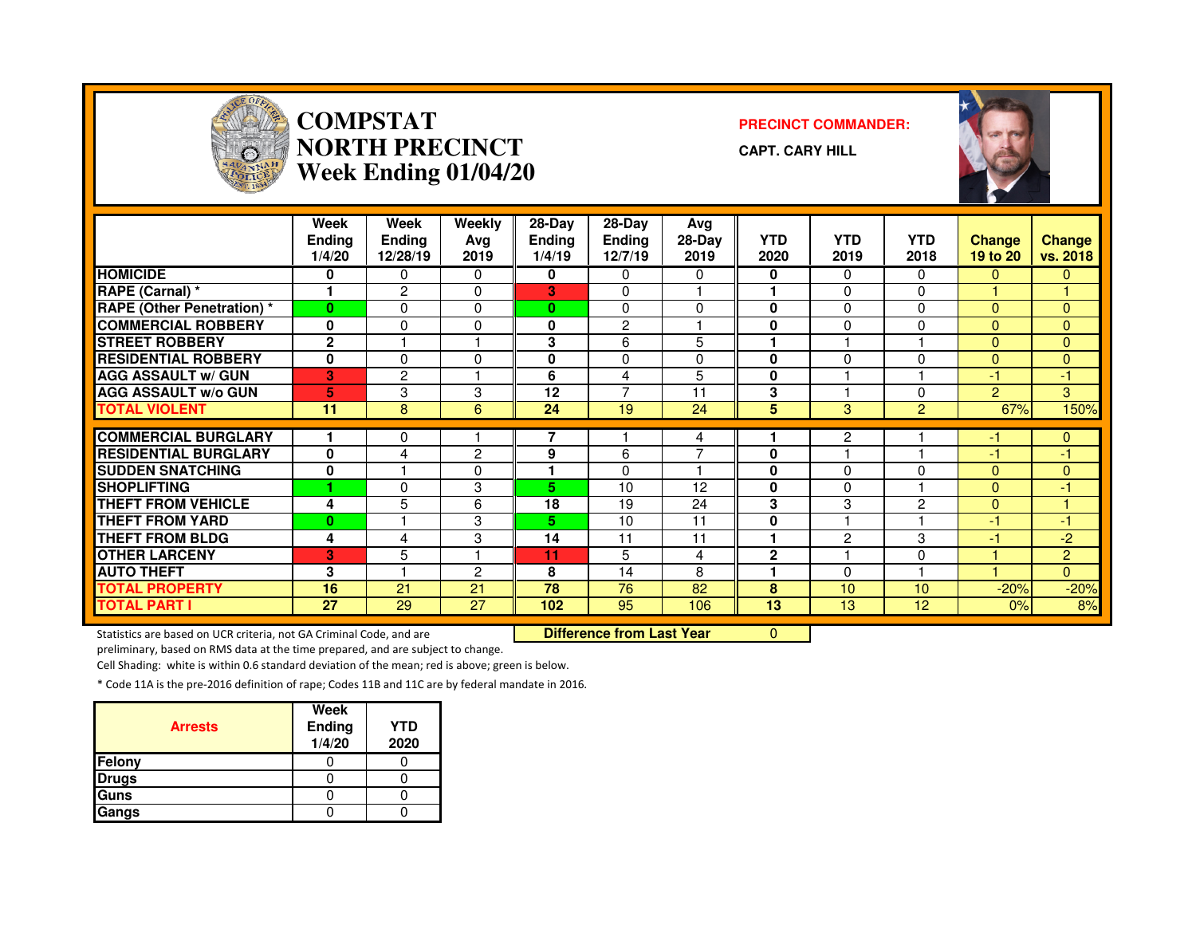# COMPSTAT NORTH PRECINCT Week Ending 01/04/20

**PRECINCT COMMANDER:**

**CAPT. CARY HILL**

| | Week Ending 1/4/20 | Week Ending 12/28/19 | Weekly Avg 2019 | 28-Day Ending 1/4/19 | 28-Day Ending 12/7/19 | Avg 28-Day 2019 | YTD 2020 | YTD 2019 | YTD 2018 | Change 19 to 20 | Change vs. 2018 |
|---|---|---|---|---|---|---|---|---|---|---|---|
| HOMICIDE | 0 | 0 | 0 | 0 | 0 | 0 | 0 | 0 | 0 | 0 | 0 |
| RAPE (Carnal) * | 1 | 2 | 0 | 3 | 0 | 1 | 1 | 0 | 0 | 1 | 1 |
| RAPE (Other Penetration) * | 0 | 0 | 0 | 0 | 0 | 0 | 0 | 0 | 0 | 0 | 0 |
| COMMERCIAL ROBBERY | 0 | 0 | 0 | 0 | 2 | 1 | 0 | 0 | 0 | 0 | 0 |
| STREET ROBBERY | 2 | 1 | 1 | 3 | 6 | 5 | 1 | 1 | 1 | 0 | 0 |
| RESIDENTIAL ROBBERY | 0 | 0 | 0 | 0 | 0 | 0 | 0 | 0 | 0 | 0 | 0 |
| AGG ASSAULT w/ GUN | 3 | 2 | 1 | 6 | 4 | 5 | 0 | 1 | 1 | -1 | -1 |
| AGG ASSAULT w/o GUN | 5 | 3 | 3 | 12 | 7 | 11 | 3 | 1 | 0 | 2 | 3 |
| TOTAL VIOLENT | 11 | 8 | 6 | 24 | 19 | 24 | 5 | 3 | 2 | 67% | 150% |
| COMMERCIAL BURGLARY | 1 | 0 | 1 | 7 | 1 | 4 | 1 | 2 | 1 | -1 | 0 |
| RESIDENTIAL BURGLARY | 0 | 4 | 2 | 9 | 6 | 7 | 0 | 1 | 1 | -1 | -1 |
| SUDDEN SNATCHING | 0 | 1 | 0 | 1 | 0 | 1 | 0 | 0 | 0 | 0 | 0 |
| SHOPLIFTING | 1 | 0 | 3 | 5 | 10 | 12 | 0 | 0 | 1 | 0 | -1 |
| THEFT FROM VEHICLE | 4 | 5 | 6 | 18 | 19 | 24 | 3 | 3 | 2 | 0 | 1 |
| THEFT FROM YARD | 0 | 1 | 3 | 5 | 10 | 11 | 0 | 1 | 1 | -1 | -1 |
| THEFT FROM BLDG | 4 | 4 | 3 | 14 | 11 | 11 | 1 | 2 | 3 | -1 | -2 |
| OTHER LARCENY | 3 | 5 | 1 | 11 | 5 | 4 | 2 | 1 | 0 | 1 | 2 |
| AUTO THEFT | 3 | 1 | 2 | 8 | 14 | 8 | 1 | 0 | 1 | 1 | 0 |
| TOTAL PROPERTY | 16 | 21 | 21 | 78 | 76 | 82 | 8 | 10 | 10 | -20% | -20% |
| TOTAL PART I | 27 | 29 | 27 | 102 | 95 | 106 | 13 | 13 | 12 | 0% | 8% |

**Difference from Last Year** 0

Statistics are based on UCR criteria, not GA Criminal Code, and are preliminary, based on RMS data at the time prepared, and are subject to change.

Cell Shading: white is within 0.6 standard deviation of the mean; red is above; green is below.

\* Code 11A is the pre-2016 definition of rape; Codes 11B and 11C are by federal mandate in 2016.

| Arrests | Week Ending 1/4/20 | YTD 2020 |
|---|---|---|
| Felony | 0 | 0 |
| Drugs | 0 | 0 |
| Guns | 0 | 0 |
| Gangs | 0 | 0 |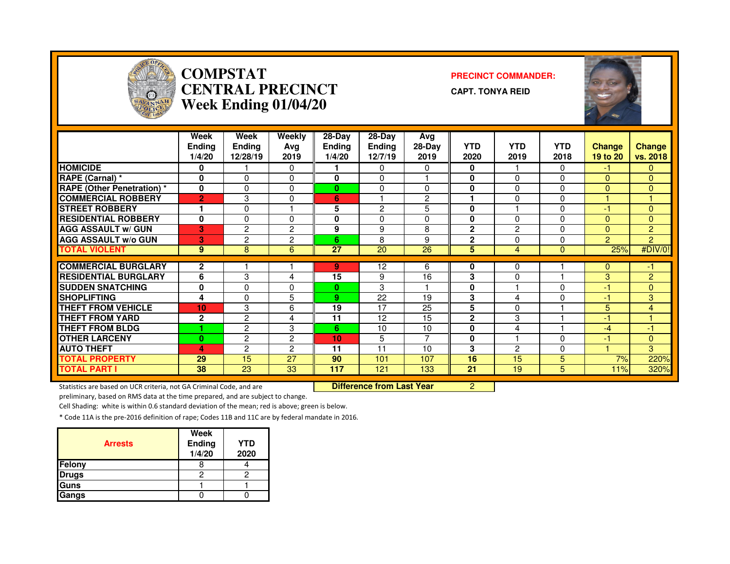# COMPSTAT CENTRAL PRECINCT Week Ending 01/04/20

**PRECINCT COMMANDER:**

**CAPT. TONYA REID**

| | Week Ending 1/4/20 | Week Ending 12/28/19 | Weekly Avg 2019 | 28-Day Ending 1/4/20 | 28-Day Ending 12/7/19 | Avg 28-Day 2019 | YTD 2020 | YTD 2019 | YTD 2018 | Change 19 to 20 | Change vs. 2018 |
|---|---|---|---|---|---|---|---|---|---|---|---|
| HOMICIDE | 0 | 1 | 0 | 1 | 0 | 0 | 0 | 1 | 0 | -1 | 0 |
| RAPE (Carnal) * | 0 | 0 | 0 | 0 | 0 | 1 | 0 | 0 | 0 | 0 | 0 |
| RAPE (Other Penetration) * | 0 | 0 | 0 | 0 | 0 | 0 | 0 | 0 | 0 | 0 | 0 |
| COMMERCIAL ROBBERY | 2 | 3 | 0 | 6 | 1 | 2 | 1 | 0 | 0 | 1 | 1 |
| STREET ROBBERY | 1 | 0 | 1 | 5 | 2 | 5 | 0 | 1 | 0 | -1 | 0 |
| RESIDENTIAL ROBBERY | 0 | 0 | 0 | 0 | 0 | 0 | 0 | 0 | 0 | 0 | 0 |
| AGG ASSAULT w/ GUN | 3 | 2 | 2 | 9 | 9 | 8 | 2 | 2 | 0 | 0 | 2 |
| AGG ASSAULT w/o GUN | 3 | 2 | 2 | 6 | 8 | 9 | 2 | 0 | 0 | 2 | 2 |
| TOTAL VIOLENT | 9 | 8 | 6 | 27 | 20 | 26 | 5 | 4 | 0 | 25% | #DIV/0! |
| COMMERCIAL BURGLARY | 2 | 1 | 1 | 9 | 12 | 6 | 0 | 0 | 1 | 0 | -1 |
| RESIDENTIAL BURGLARY | 6 | 3 | 4 | 15 | 9 | 16 | 3 | 0 | 1 | 3 | 2 |
| SUDDEN SNATCHING | 0 | 0 | 0 | 0 | 3 | 1 | 0 | 1 | 0 | -1 | 0 |
| SHOPLIFTING | 4 | 0 | 5 | 9 | 22 | 19 | 3 | 4 | 0 | -1 | 3 |
| THEFT FROM VEHICLE | 10 | 3 | 6 | 19 | 17 | 25 | 5 | 0 | 1 | 5 | 4 |
| THEFT FROM YARD | 2 | 2 | 4 | 11 | 12 | 15 | 2 | 3 | 1 | -1 | 1 |
| THEFT FROM BLDG | 1 | 2 | 3 | 6 | 10 | 10 | 0 | 4 | 1 | -4 | -1 |
| OTHER LARCENY | 0 | 2 | 2 | 10 | 5 | 7 | 0 | 1 | 0 | -1 | 0 |
| AUTO THEFT | 4 | 2 | 2 | 11 | 11 | 10 | 3 | 2 | 0 | 1 | 3 |
| TOTAL PROPERTY | 29 | 15 | 27 | 90 | 101 | 107 | 16 | 15 | 5 | 7% | 220% |
| TOTAL PART I | 38 | 23 | 33 | 117 | 121 | 133 | 21 | 19 | 5 | 11% | 320% |

**Difference from Last Year** 2

Statistics are based on UCR criteria, not GA Criminal Code, and are preliminary, based on RMS data at the time prepared, and are subject to change.

Cell Shading: white is within 0.6 standard deviation of the mean; red is above; green is below.

* Code 11A is the pre-2016 definition of rape; Codes 11B and 11C are by federal mandate in 2016.

| Arrests | Week Ending 1/4/20 | YTD 2020 |
|---|---|---|
| Felony | 8 | 4 |
| Drugs | 2 | 2 |
| Guns | 1 | 1 |
| Gangs | 0 | 0 |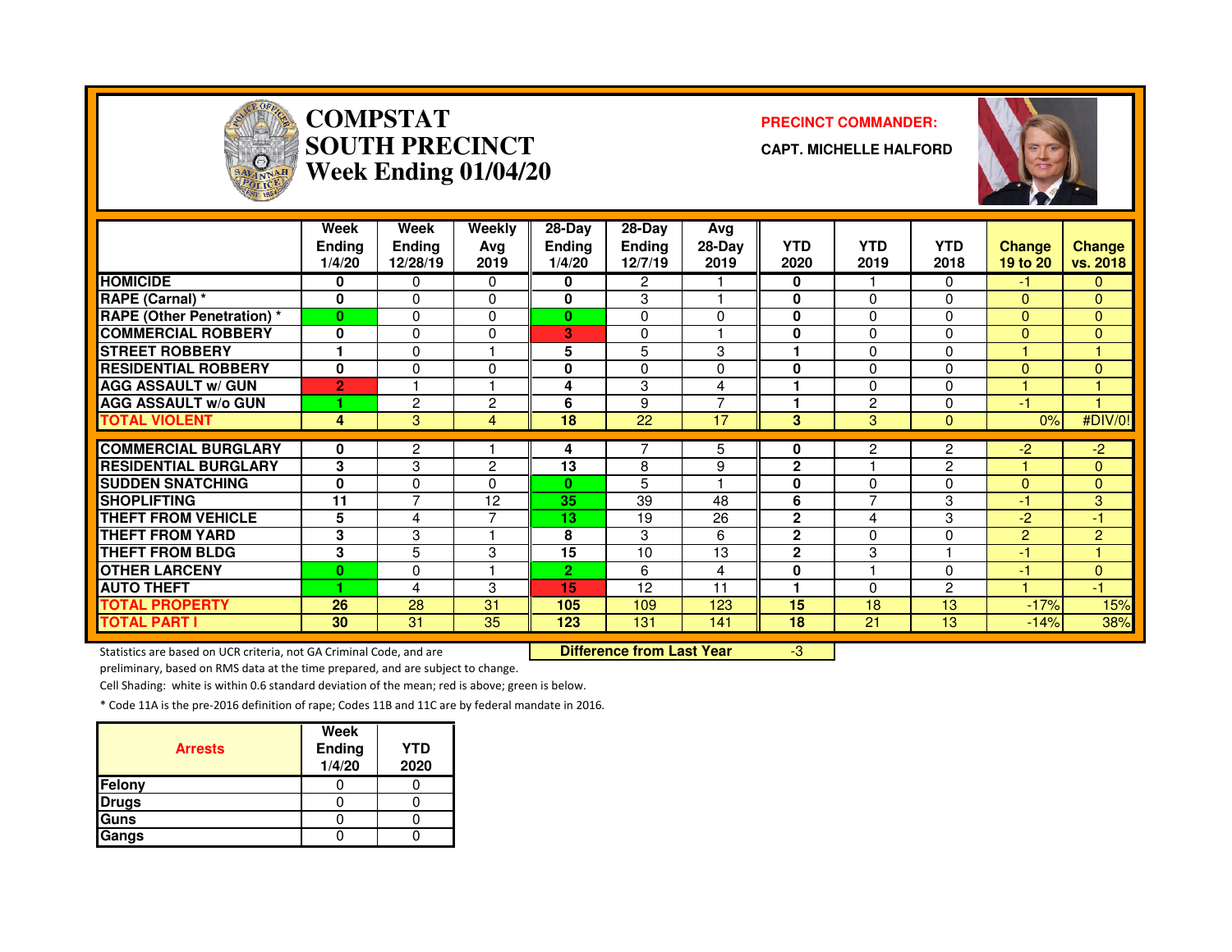# COMPSTAT
# SOUTH PRECINCT
## Week Ending 01/04/20

**PRECINCT COMMANDER:**

**CAPT. MICHELLE HALFORD**

| | Week Ending 1/4/20 | Week Ending 12/28/19 | Weekly Avg 2019 | 28-Day Ending 1/4/20 | 28-Day Ending 12/7/19 | Avg 28-Day 2019 | YTD 2020 | YTD 2019 | YTD 2018 | Change 19 to 20 | Change vs. 2018 |
|---|---|---|---|---|---|---|---|---|---|---|---|
| HOMICIDE | 0 | 0 | 0 | 0 | 2 | 1 | 0 | 1 | 0 | -1 | 0 |
| RAPE (Carnal) * | 0 | 0 | 0 | 0 | 3 | 1 | 0 | 0 | 0 | 0 | 0 |
| RAPE (Other Penetration) * | 0 | 0 | 0 | 0 | 0 | 0 | 0 | 0 | 0 | 0 | 0 |
| COMMERCIAL ROBBERY | 0 | 0 | 0 | 3 | 0 | 1 | 0 | 0 | 0 | 0 | 0 |
| STREET ROBBERY | 1 | 0 | 1 | 5 | 5 | 3 | 1 | 0 | 0 | 1 | 1 |
| RESIDENTIAL ROBBERY | 0 | 0 | 0 | 0 | 0 | 0 | 0 | 0 | 0 | 0 | 0 |
| AGG ASSAULT w/ GUN | 2 | 1 | 1 | 4 | 3 | 4 | 1 | 0 | 0 | 1 | 1 |
| AGG ASSAULT w/o GUN | 1 | 2 | 2 | 6 | 9 | 7 | 1 | 2 | 0 | -1 | 1 |
| TOTAL VIOLENT | 4 | 3 | 4 | 18 | 22 | 17 | 3 | 3 | 0 | 0% | #DIV/0! |
| COMMERCIAL BURGLARY | 0 | 2 | 1 | 4 | 7 | 5 | 0 | 2 | 2 | -2 | -2 |
| RESIDENTIAL BURGLARY | 3 | 3 | 2 | 13 | 8 | 9 | 2 | 1 | 2 | 1 | 0 |
| SUDDEN SNATCHING | 0 | 0 | 0 | 0 | 5 | 1 | 0 | 0 | 0 | 0 | 0 |
| SHOPLIFTING | 11 | 7 | 12 | 35 | 39 | 48 | 6 | 7 | 3 | -1 | 3 |
| THEFT FROM VEHICLE | 5 | 4 | 7 | 13 | 19 | 26 | 2 | 4 | 3 | -2 | -1 |
| THEFT FROM YARD | 3 | 3 | 1 | 8 | 3 | 6 | 2 | 0 | 0 | 2 | 2 |
| THEFT FROM BLDG | 3 | 5 | 3 | 15 | 10 | 13 | 2 | 3 | 1 | -1 | 1 |
| OTHER LARCENY | 0 | 0 | 1 | 2 | 6 | 4 | 0 | 1 | 0 | -1 | 0 |
| AUTO THEFT | 1 | 4 | 3 | 15 | 12 | 11 | 1 | 0 | 2 | 1 | -1 |
| TOTAL PROPERTY | 26 | 28 | 31 | 105 | 109 | 123 | 15 | 18 | 13 | -17% | 15% |
| TOTAL PART I | 30 | 31 | 35 | 123 | 131 | 141 | 18 | 21 | 13 | -14% | 38% |

**Difference from Last Year** -3

Statistics are based on UCR criteria, not GA Criminal Code, and are preliminary, based on RMS data at the time prepared, and are subject to change.

Cell Shading: white is within 0.6 standard deviation of the mean; red is above; green is below.

* Code 11A is the pre-2016 definition of rape; Codes 11B and 11C are by federal mandate in 2016.

| Arrests | Week Ending 1/4/20 | YTD 2020 |
|---|---|---|
| Felony | 0 | 0 |
| Drugs | 0 | 0 |
| Guns | 0 | 0 |
| Gangs | 0 | 0 |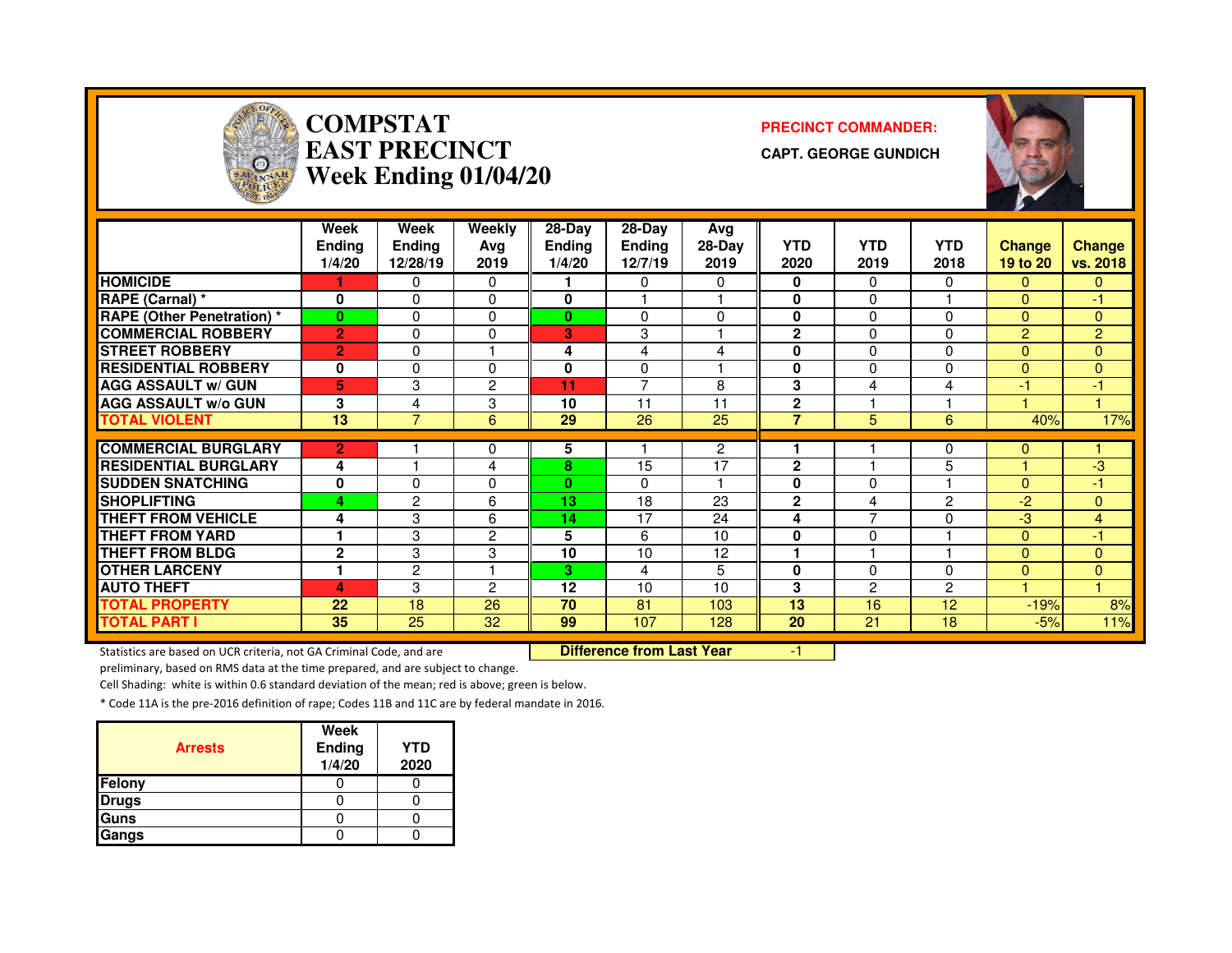# COMPSTAT
# EAST PRECINCT
# Week Ending 01/04/20

**PRECINCT COMMANDER:**

**CAPT. GEORGE GUNDICH**

| | Week Ending 1/4/20 | Week Ending 12/28/19 | Weekly Avg 2019 | 28-Day Ending 1/4/20 | 28-Day Ending 12/7/19 | Avg 28-Day 2019 | YTD 2020 | YTD 2019 | YTD 2018 | Change 19 to 20 | Change vs. 2018 |
|---|---|---|---|---|---|---|---|---|---|---|---|
| HOMICIDE | 1 | 0 | 0 | 1 | 0 | 0 | 0 | 0 | 0 | 0 | 0 |
| RAPE (Carnal) * | 0 | 0 | 0 | 0 | 1 | 1 | 0 | 0 | 1 | 0 | -1 |
| RAPE (Other Penetration) * | 0 | 0 | 0 | 0 | 0 | 0 | 0 | 0 | 0 | 0 | 0 |
| COMMERCIAL ROBBERY | 2 | 0 | 0 | 3 | 3 | 1 | 2 | 0 | 0 | 2 | 2 |
| STREET ROBBERY | 2 | 0 | 1 | 4 | 4 | 4 | 0 | 0 | 0 | 0 | 0 |
| RESIDENTIAL ROBBERY | 0 | 0 | 0 | 0 | 0 | 1 | 0 | 0 | 0 | 0 | 0 |
| AGG ASSAULT w/ GUN | 5 | 3 | 2 | 11 | 7 | 8 | 3 | 4 | 4 | -1 | -1 |
| AGG ASSAULT w/o GUN | 3 | 4 | 3 | 10 | 11 | 11 | 2 | 1 | 1 | 1 | 1 |
| TOTAL VIOLENT | 13 | 7 | 6 | 29 | 26 | 25 | 7 | 5 | 6 | 40% | 17% |
| COMMERCIAL BURGLARY | 2 | 1 | 0 | 5 | 1 | 2 | 1 | 1 | 0 | 0 | 1 |
| RESIDENTIAL BURGLARY | 4 | 1 | 4 | 8 | 15 | 17 | 2 | 1 | 5 | 1 | -3 |
| SUDDEN SNATCHING | 0 | 0 | 0 | 0 | 0 | 1 | 0 | 0 | 1 | 0 | -1 |
| SHOPLIFTING | 4 | 2 | 6 | 13 | 18 | 23 | 2 | 4 | 2 | -2 | 0 |
| THEFT FROM VEHICLE | 4 | 3 | 6 | 14 | 17 | 24 | 4 | 7 | 0 | -3 | 4 |
| THEFT FROM YARD | 1 | 3 | 2 | 5 | 6 | 10 | 0 | 0 | 1 | 0 | -1 |
| THEFT FROM BLDG | 2 | 3 | 3 | 10 | 10 | 12 | 1 | 1 | 1 | 0 | 0 |
| OTHER LARCENY | 1 | 2 | 1 | 3 | 4 | 5 | 0 | 0 | 0 | 0 | 0 |
| AUTO THEFT | 4 | 3 | 2 | 12 | 10 | 10 | 3 | 2 | 2 | 1 | 1 |
| TOTAL PROPERTY | 22 | 18 | 26 | 70 | 81 | 103 | 13 | 16 | 12 | -19% | 8% |
| TOTAL PART I | 35 | 25 | 32 | 99 | 107 | 128 | 20 | 21 | 18 | -5% | 11% |

Statistics are based on UCR criteria, not GA Criminal Code, and are preliminary, based on RMS data at the time prepared, and are subject to change.

**Difference from Last Year** -1

Cell Shading: white is within 0.6 standard deviation of the mean; red is above; green is below.

* Code 11A is the pre-2016 definition of rape; Codes 11B and 11C are by federal mandate in 2016.

| Arrests | Week Ending 1/4/20 | YTD 2020 |
|---|---|---|
| Felony | 0 | 0 |
| Drugs | 0 | 0 |
| Guns | 0 | 0 |
| Gangs | 0 | 0 |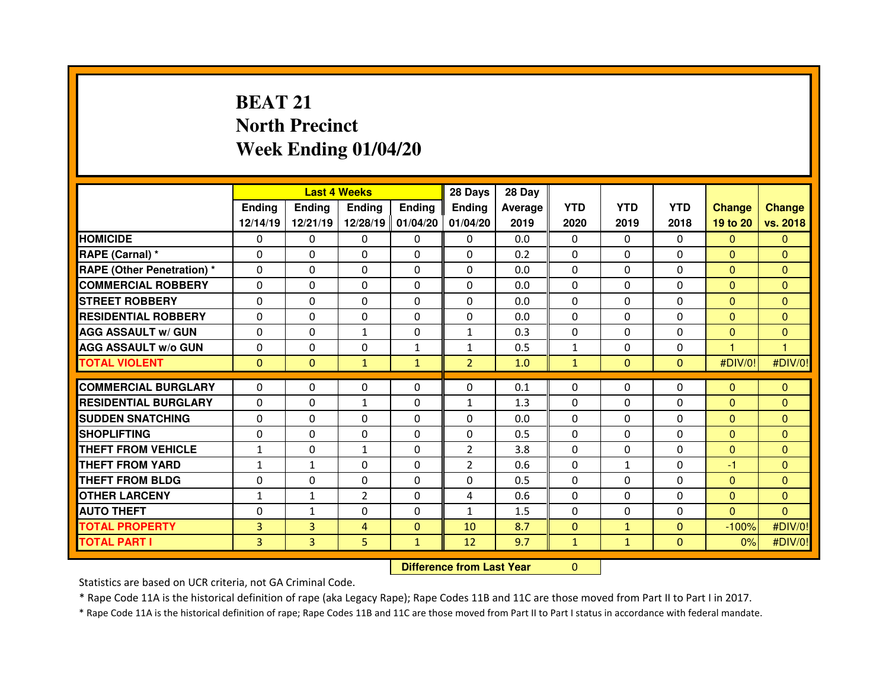# BEAT 21
# North Precinct
# Week Ending 01/04/20

| | Last 4 Weeks | | | | 28 Days | 28 Day | | | | | |
|---|---|---|---|---|---|---|---|---|---|---|---|
| | Ending 12/14/19 | Ending 12/21/19 | Ending 12/28/19 | Ending 01/04/20 | Ending 01/04/20 | Average 2019 | YTD 2020 | YTD 2019 | YTD 2018 | Change 19 to 20 | Change vs. 2018 |
| HOMICIDE | 0 | 0 | 0 | 0 | 0 | 0.0 | 0 | 0 | 0 | 0 | 0 |
| RAPE (Carnal) * | 0 | 0 | 0 | 0 | 0 | 0.2 | 0 | 0 | 0 | 0 | 0 |
| RAPE (Other Penetration) * | 0 | 0 | 0 | 0 | 0 | 0.0 | 0 | 0 | 0 | 0 | 0 |
| COMMERCIAL ROBBERY | 0 | 0 | 0 | 0 | 0 | 0.0 | 0 | 0 | 0 | 0 | 0 |
| STREET ROBBERY | 0 | 0 | 0 | 0 | 0 | 0.0 | 0 | 0 | 0 | 0 | 0 |
| RESIDENTIAL ROBBERY | 0 | 0 | 0 | 0 | 0 | 0.0 | 0 | 0 | 0 | 0 | 0 |
| AGG ASSAULT w/ GUN | 0 | 0 | 1 | 0 | 1 | 0.3 | 0 | 0 | 0 | 0 | 0 |
| AGG ASSAULT w/o GUN | 0 | 0 | 0 | 1 | 1 | 0.5 | 1 | 0 | 0 | 1 | 1 |
| TOTAL VIOLENT | 0 | 0 | 1 | 1 | 2 | 1.0 | 1 | 0 | 0 | #DIV/0! | #DIV/0! |
| COMMERCIAL BURGLARY | 0 | 0 | 0 | 0 | 0 | 0.1 | 0 | 0 | 0 | 0 | 0 |
| RESIDENTIAL BURGLARY | 0 | 0 | 1 | 0 | 1 | 1.3 | 0 | 0 | 0 | 0 | 0 |
| SUDDEN SNATCHING | 0 | 0 | 0 | 0 | 0 | 0.0 | 0 | 0 | 0 | 0 | 0 |
| SHOPLIFTING | 0 | 0 | 0 | 0 | 0 | 0.5 | 0 | 0 | 0 | 0 | 0 |
| THEFT FROM VEHICLE | 1 | 0 | 1 | 0 | 2 | 3.8 | 0 | 0 | 0 | 0 | 0 |
| THEFT FROM YARD | 1 | 1 | 0 | 0 | 2 | 0.6 | 0 | 1 | 0 | -1 | 0 |
| THEFT FROM BLDG | 0 | 0 | 0 | 0 | 0 | 0.5 | 0 | 0 | 0 | 0 | 0 |
| OTHER LARCENY | 1 | 1 | 2 | 0 | 4 | 0.6 | 0 | 0 | 0 | 0 | 0 |
| AUTO THEFT | 0 | 1 | 0 | 0 | 1 | 1.5 | 0 | 0 | 0 | 0 | 0 |
| TOTAL PROPERTY | 3 | 3 | 4 | 0 | 10 | 8.7 | 0 | 1 | 0 | -100% | #DIV/0! |
| TOTAL PART I | 3 | 3 | 5 | 1 | 12 | 9.7 | 1 | 1 | 0 | 0% | #DIV/0! |

**Difference from Last Year** 0

Statistics are based on UCR criteria, not GA Criminal Code.

* Rape Code 11A is the historical definition of rape (aka Legacy Rape); Rape Codes 11B and 11C are those moved from Part II to Part I in 2017.

* Rape Code 11A is the historical definition of rape; Rape Codes 11B and 11C are those moved from Part II to Part I status in accordance with federal mandate.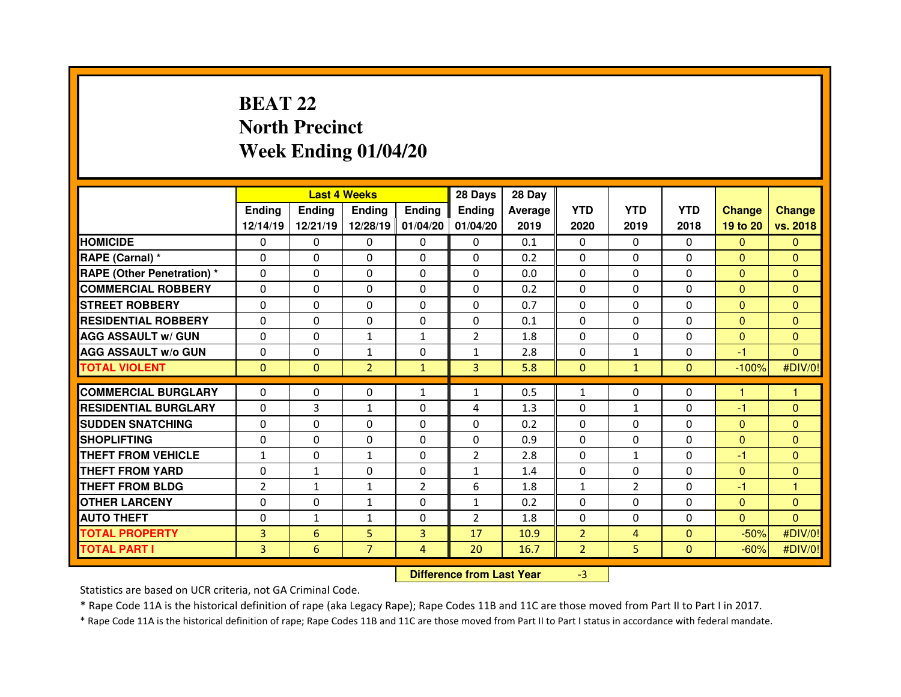# BEAT 22
# North Precinct
# Week Ending 01/04/20

| | Last 4 Weeks | | | | 28 Days | 28 Day | | | | | |
|---|---|---|---|---|---|---|---|---|---|---|---|
| | Ending 12/14/19 | Ending 12/21/19 | Ending 12/28/19 | Ending 01/04/20 | Ending 01/04/20 | Average 2019 | YTD 2020 | YTD 2019 | YTD 2018 | Change 19 to 20 | Change vs. 2018 |
| HOMICIDE | 0 | 0 | 0 | 0 | 0 | 0.1 | 0 | 0 | 0 | 0 | 0 |
| RAPE (Carnal) * | 0 | 0 | 0 | 0 | 0 | 0.2 | 0 | 0 | 0 | 0 | 0 |
| RAPE (Other Penetration) * | 0 | 0 | 0 | 0 | 0 | 0.0 | 0 | 0 | 0 | 0 | 0 |
| COMMERCIAL ROBBERY | 0 | 0 | 0 | 0 | 0 | 0.2 | 0 | 0 | 0 | 0 | 0 |
| STREET ROBBERY | 0 | 0 | 0 | 0 | 0 | 0.7 | 0 | 0 | 0 | 0 | 0 |
| RESIDENTIAL ROBBERY | 0 | 0 | 0 | 0 | 0 | 0.1 | 0 | 0 | 0 | 0 | 0 |
| AGG ASSAULT w/ GUN | 0 | 0 | 1 | 1 | 2 | 1.8 | 0 | 0 | 0 | 0 | 0 |
| AGG ASSAULT w/o GUN | 0 | 0 | 1 | 0 | 1 | 2.8 | 0 | 1 | 0 | -1 | 0 |
| TOTAL VIOLENT | 0 | 0 | 2 | 1 | 3 | 5.8 | 0 | 1 | 0 | -100% | #DIV/0! |
| COMMERCIAL BURGLARY | 0 | 0 | 0 | 1 | 1 | 0.5 | 1 | 0 | 0 | 1 | 1 |
| RESIDENTIAL BURGLARY | 0 | 3 | 1 | 0 | 4 | 1.3 | 0 | 1 | 0 | -1 | 0 |
| SUDDEN SNATCHING | 0 | 0 | 0 | 0 | 0 | 0.2 | 0 | 0 | 0 | 0 | 0 |
| SHOPLIFTING | 0 | 0 | 0 | 0 | 0 | 0.9 | 0 | 0 | 0 | 0 | 0 |
| THEFT FROM VEHICLE | 1 | 0 | 1 | 0 | 2 | 2.8 | 0 | 1 | 0 | -1 | 0 |
| THEFT FROM YARD | 0 | 1 | 0 | 0 | 1 | 1.4 | 0 | 0 | 0 | 0 | 0 |
| THEFT FROM BLDG | 2 | 1 | 1 | 2 | 6 | 1.8 | 1 | 2 | 0 | -1 | 1 |
| OTHER LARCENY | 0 | 0 | 1 | 0 | 1 | 0.2 | 0 | 0 | 0 | 0 | 0 |
| AUTO THEFT | 0 | 1 | 1 | 0 | 2 | 1.8 | 0 | 0 | 0 | 0 | 0 |
| TOTAL PROPERTY | 3 | 6 | 5 | 3 | 17 | 10.9 | 2 | 4 | 0 | -50% | #DIV/0! |
| TOTAL PART I | 3 | 6 | 7 | 4 | 20 | 16.7 | 2 | 5 | 0 | -60% | #DIV/0! |

**Difference from Last Year** -3

Statistics are based on UCR criteria, not GA Criminal Code.

* Rape Code 11A is the historical definition of rape (aka Legacy Rape); Rape Codes 11B and 11C are those moved from Part II to Part I in 2017.

* Rape Code 11A is the historical definition of rape; Rape Codes 11B and 11C are those moved from Part II to Part I status in accordance with federal mandate.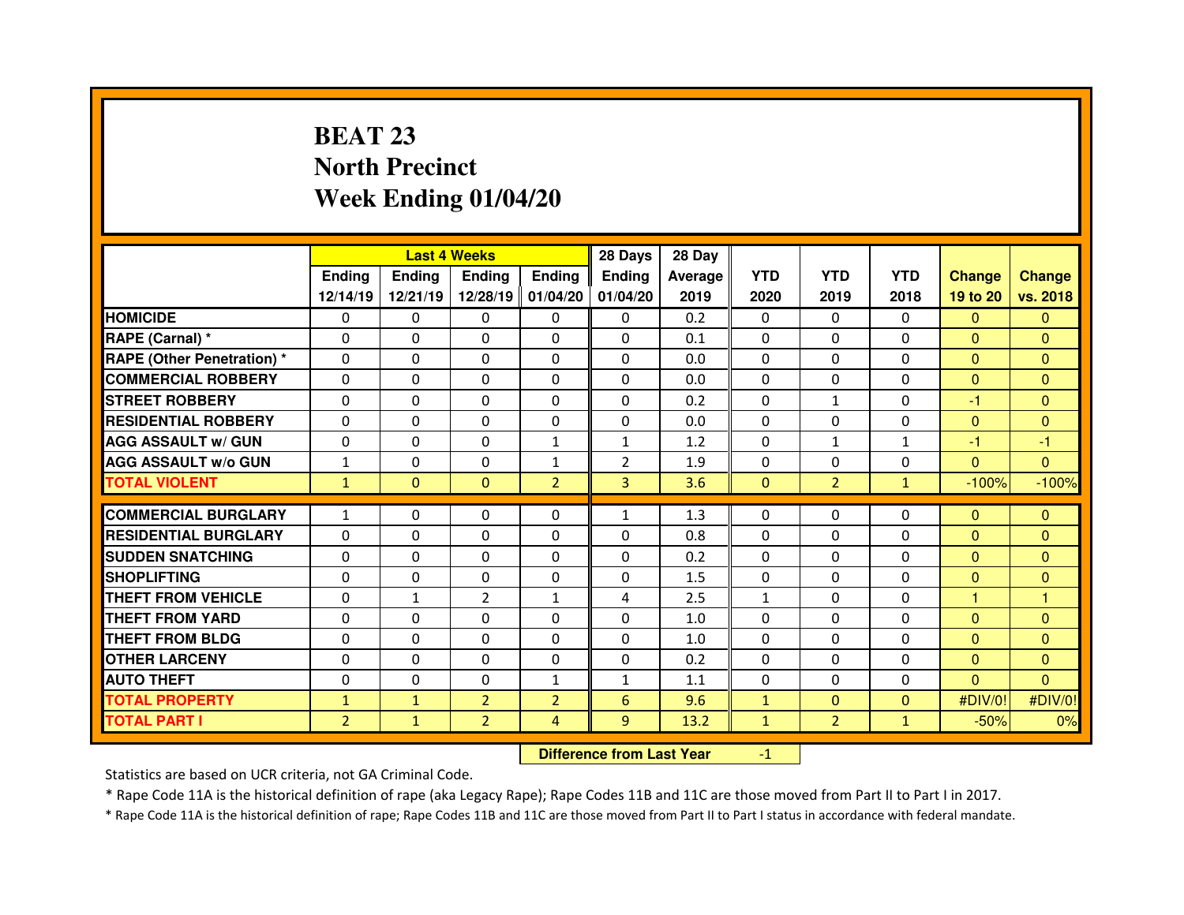# BEAT 23
# North Precinct
# Week Ending 01/04/20

| | Last 4 Weeks | | | | 28 Days | 28 Day | | | | | |
|---|---|---|---|---|---|---|---|---|---|---|---|
| | Ending 12/14/19 | Ending 12/21/19 | Ending 12/28/19 | Ending 01/04/20 | Ending 01/04/20 | Average 2019 | YTD 2020 | YTD 2019 | YTD 2018 | Change 19 to 20 | Change vs. 2018 |
| HOMICIDE | 0 | 0 | 0 | 0 | 0 | 0.2 | 0 | 0 | 0 | 0 | 0 |
| RAPE (Carnal) * | 0 | 0 | 0 | 0 | 0 | 0.1 | 0 | 0 | 0 | 0 | 0 |
| RAPE (Other Penetration) * | 0 | 0 | 0 | 0 | 0 | 0.0 | 0 | 0 | 0 | 0 | 0 |
| COMMERCIAL ROBBERY | 0 | 0 | 0 | 0 | 0 | 0.0 | 0 | 0 | 0 | 0 | 0 |
| STREET ROBBERY | 0 | 0 | 0 | 0 | 0 | 0.2 | 0 | 1 | 0 | -1 | 0 |
| RESIDENTIAL ROBBERY | 0 | 0 | 0 | 0 | 0 | 0.0 | 0 | 0 | 0 | 0 | 0 |
| AGG ASSAULT w/ GUN | 0 | 0 | 0 | 1 | 1 | 1.2 | 0 | 1 | 1 | -1 | -1 |
| AGG ASSAULT w/o GUN | 1 | 0 | 0 | 1 | 2 | 1.9 | 0 | 0 | 0 | 0 | 0 |
| TOTAL VIOLENT | 1 | 0 | 0 | 2 | 3 | 3.6 | 0 | 2 | 1 | -100% | -100% |
| COMMERCIAL BURGLARY | 1 | 0 | 0 | 0 | 1 | 1.3 | 0 | 0 | 0 | 0 | 0 |
| RESIDENTIAL BURGLARY | 0 | 0 | 0 | 0 | 0 | 0.8 | 0 | 0 | 0 | 0 | 0 |
| SUDDEN SNATCHING | 0 | 0 | 0 | 0 | 0 | 0.2 | 0 | 0 | 0 | 0 | 0 |
| SHOPLIFTING | 0 | 0 | 0 | 0 | 0 | 1.5 | 0 | 0 | 0 | 0 | 0 |
| THEFT FROM VEHICLE | 0 | 1 | 2 | 1 | 4 | 2.5 | 1 | 0 | 0 | 1 | 1 |
| THEFT FROM YARD | 0 | 0 | 0 | 0 | 0 | 1.0 | 0 | 0 | 0 | 0 | 0 |
| THEFT FROM BLDG | 0 | 0 | 0 | 0 | 0 | 1.0 | 0 | 0 | 0 | 0 | 0 |
| OTHER LARCENY | 0 | 0 | 0 | 0 | 0 | 0.2 | 0 | 0 | 0 | 0 | 0 |
| AUTO THEFT | 0 | 0 | 0 | 1 | 1 | 1.1 | 0 | 0 | 0 | 0 | 0 |
| TOTAL PROPERTY | 1 | 1 | 2 | 2 | 6 | 9.6 | 1 | 0 | 0 | #DIV/0! | #DIV/0! |
| TOTAL PART I | 2 | 1 | 2 | 4 | 9 | 13.2 | 1 | 2 | 1 | -50% | 0% |

**Difference from Last Year** -1

Statistics are based on UCR criteria, not GA Criminal Code.

* Rape Code 11A is the historical definition of rape (aka Legacy Rape); Rape Codes 11B and 11C are those moved from Part II to Part I in 2017.

* Rape Code 11A is the historical definition of rape; Rape Codes 11B and 11C are those moved from Part II to Part I status in accordance with federal mandate.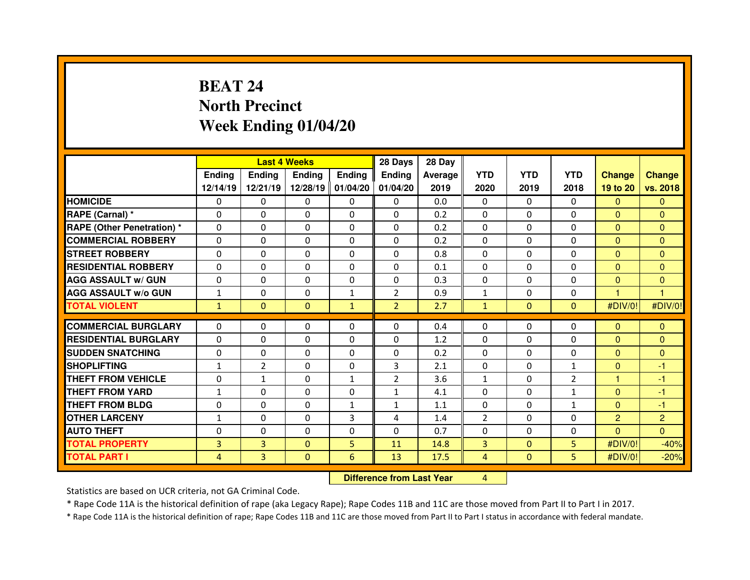# BEAT 24
# North Precinct
# Week Ending 01/04/20

| | Last 4 Weeks | | | | 28 Days | 28 Day | | | | | |
|---|---|---|---|---|---|---|---|---|---|---|---|
| | Ending 12/14/19 | Ending 12/21/19 | Ending 12/28/19 | Ending 01/04/20 | Ending 01/04/20 | Average 2019 | YTD 2020 | YTD 2019 | YTD 2018 | Change 19 to 20 | Change vs. 2018 |
| HOMICIDE | 0 | 0 | 0 | 0 | 0 | 0.0 | 0 | 0 | 0 | 0 | 0 |
| RAPE (Carnal) * | 0 | 0 | 0 | 0 | 0 | 0.2 | 0 | 0 | 0 | 0 | 0 |
| RAPE (Other Penetration) * | 0 | 0 | 0 | 0 | 0 | 0.2 | 0 | 0 | 0 | 0 | 0 |
| COMMERCIAL ROBBERY | 0 | 0 | 0 | 0 | 0 | 0.2 | 0 | 0 | 0 | 0 | 0 |
| STREET ROBBERY | 0 | 0 | 0 | 0 | 0 | 0.8 | 0 | 0 | 0 | 0 | 0 |
| RESIDENTIAL ROBBERY | 0 | 0 | 0 | 0 | 0 | 0.1 | 0 | 0 | 0 | 0 | 0 |
| AGG ASSAULT w/ GUN | 0 | 0 | 0 | 0 | 0 | 0.3 | 0 | 0 | 0 | 0 | 0 |
| AGG ASSAULT w/o GUN | 1 | 0 | 0 | 1 | 2 | 0.9 | 1 | 0 | 0 | 1 | 1 |
| TOTAL VIOLENT | 1 | 0 | 0 | 1 | 2 | 2.7 | 1 | 0 | 0 | #DIV/0! | #DIV/0! |
| COMMERCIAL BURGLARY | 0 | 0 | 0 | 0 | 0 | 0.4 | 0 | 0 | 0 | 0 | 0 |
| RESIDENTIAL BURGLARY | 0 | 0 | 0 | 0 | 0 | 1.2 | 0 | 0 | 0 | 0 | 0 |
| SUDDEN SNATCHING | 0 | 0 | 0 | 0 | 0 | 0.2 | 0 | 0 | 0 | 0 | 0 |
| SHOPLIFTING | 1 | 2 | 0 | 0 | 3 | 2.1 | 0 | 0 | 1 | 0 | -1 |
| THEFT FROM VEHICLE | 0 | 1 | 0 | 1 | 2 | 3.6 | 1 | 0 | 2 | 1 | -1 |
| THEFT FROM YARD | 1 | 0 | 0 | 0 | 1 | 4.1 | 0 | 0 | 1 | 0 | -1 |
| THEFT FROM BLDG | 0 | 0 | 0 | 1 | 1 | 1.1 | 0 | 0 | 1 | 0 | -1 |
| OTHER LARCENY | 1 | 0 | 0 | 3 | 4 | 1.4 | 2 | 0 | 0 | 2 | 2 |
| AUTO THEFT | 0 | 0 | 0 | 0 | 0 | 0.7 | 0 | 0 | 0 | 0 | 0 |
| TOTAL PROPERTY | 3 | 3 | 0 | 5 | 11 | 14.8 | 3 | 0 | 5 | #DIV/0! | -40% |
| TOTAL PART I | 4 | 3 | 0 | 6 | 13 | 17.5 | 4 | 0 | 5 | #DIV/0! | -20% |

**Difference from Last Year** 4

Statistics are based on UCR criteria, not GA Criminal Code.

* Rape Code 11A is the historical definition of rape (aka Legacy Rape); Rape Codes 11B and 11C are those moved from Part II to Part I in 2017.

* Rape Code 11A is the historical definition of rape; Rape Codes 11B and 11C are those moved from Part II to Part I status in accordance with federal mandate.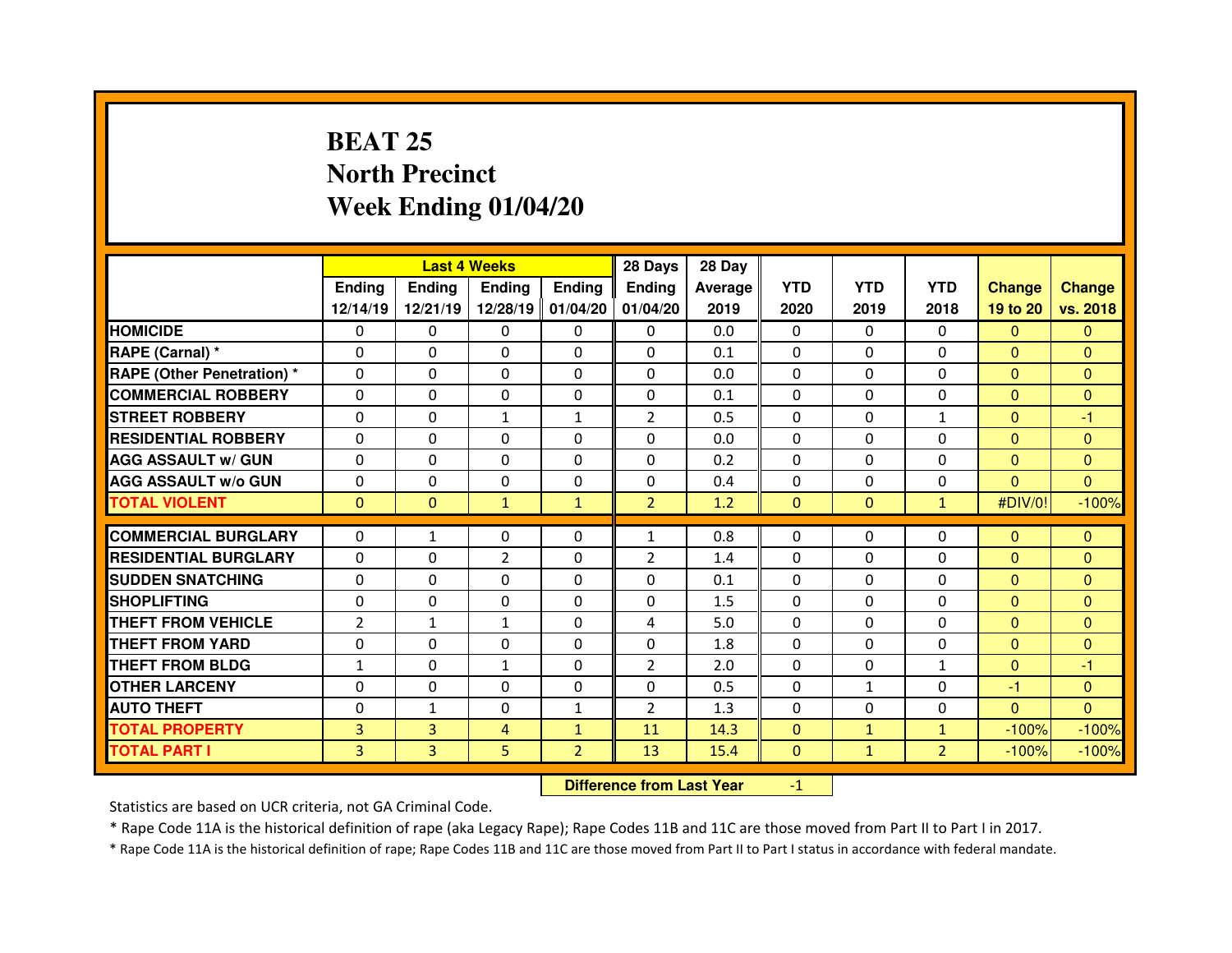# BEAT 25
# North Precinct
# Week Ending 01/04/20

| | Last 4 Weeks | | | | 28 Days | 28 Day | | | | | |
|---|---|---|---|---|---|---|---|---|---|---|---|
| | Ending 12/14/19 | Ending 12/21/19 | Ending 12/28/19 | Ending 01/04/20 | Ending 01/04/20 | Average 2019 | YTD 2020 | YTD 2019 | YTD 2018 | Change 19 to 20 | Change vs. 2018 |
| HOMICIDE | 0 | 0 | 0 | 0 | 0 | 0.0 | 0 | 0 | 0 | 0 | 0 |
| RAPE (Carnal) * | 0 | 0 | 0 | 0 | 0 | 0.1 | 0 | 0 | 0 | 0 | 0 |
| RAPE (Other Penetration) * | 0 | 0 | 0 | 0 | 0 | 0.0 | 0 | 0 | 0 | 0 | 0 |
| COMMERCIAL ROBBERY | 0 | 0 | 0 | 0 | 0 | 0.1 | 0 | 0 | 0 | 0 | 0 |
| STREET ROBBERY | 0 | 0 | 1 | 1 | 2 | 0.5 | 0 | 0 | 1 | 0 | -1 |
| RESIDENTIAL ROBBERY | 0 | 0 | 0 | 0 | 0 | 0.0 | 0 | 0 | 0 | 0 | 0 |
| AGG ASSAULT w/ GUN | 0 | 0 | 0 | 0 | 0 | 0.2 | 0 | 0 | 0 | 0 | 0 |
| AGG ASSAULT w/o GUN | 0 | 0 | 0 | 0 | 0 | 0.4 | 0 | 0 | 0 | 0 | 0 |
| TOTAL VIOLENT | 0 | 0 | 1 | 1 | 2 | 1.2 | 0 | 0 | 1 | #DIV/0! | -100% |
| COMMERCIAL BURGLARY | 0 | 1 | 0 | 0 | 1 | 0.8 | 0 | 0 | 0 | 0 | 0 |
| RESIDENTIAL BURGLARY | 0 | 0 | 2 | 0 | 2 | 1.4 | 0 | 0 | 0 | 0 | 0 |
| SUDDEN SNATCHING | 0 | 0 | 0 | 0 | 0 | 0.1 | 0 | 0 | 0 | 0 | 0 |
| SHOPLIFTING | 0 | 0 | 0 | 0 | 0 | 1.5 | 0 | 0 | 0 | 0 | 0 |
| THEFT FROM VEHICLE | 2 | 1 | 1 | 0 | 4 | 5.0 | 0 | 0 | 0 | 0 | 0 |
| THEFT FROM YARD | 0 | 0 | 0 | 0 | 0 | 1.8 | 0 | 0 | 0 | 0 | 0 |
| THEFT FROM BLDG | 1 | 0 | 1 | 0 | 2 | 2.0 | 0 | 0 | 1 | 0 | -1 |
| OTHER LARCENY | 0 | 0 | 0 | 0 | 0 | 0.5 | 0 | 1 | 0 | -1 | 0 |
| AUTO THEFT | 0 | 1 | 0 | 1 | 2 | 1.3 | 0 | 0 | 0 | 0 | 0 |
| TOTAL PROPERTY | 3 | 3 | 4 | 1 | 11 | 14.3 | 0 | 1 | 1 | -100% | -100% |
| TOTAL PART I | 3 | 3 | 5 | 2 | 13 | 15.4 | 0 | 1 | 2 | -100% | -100% |

**Difference from Last Year** -1

Statistics are based on UCR criteria, not GA Criminal Code.

* Rape Code 11A is the historical definition of rape (aka Legacy Rape); Rape Codes 11B and 11C are those moved from Part II to Part I in 2017.

* Rape Code 11A is the historical definition of rape; Rape Codes 11B and 11C are those moved from Part II to Part I status in accordance with federal mandate.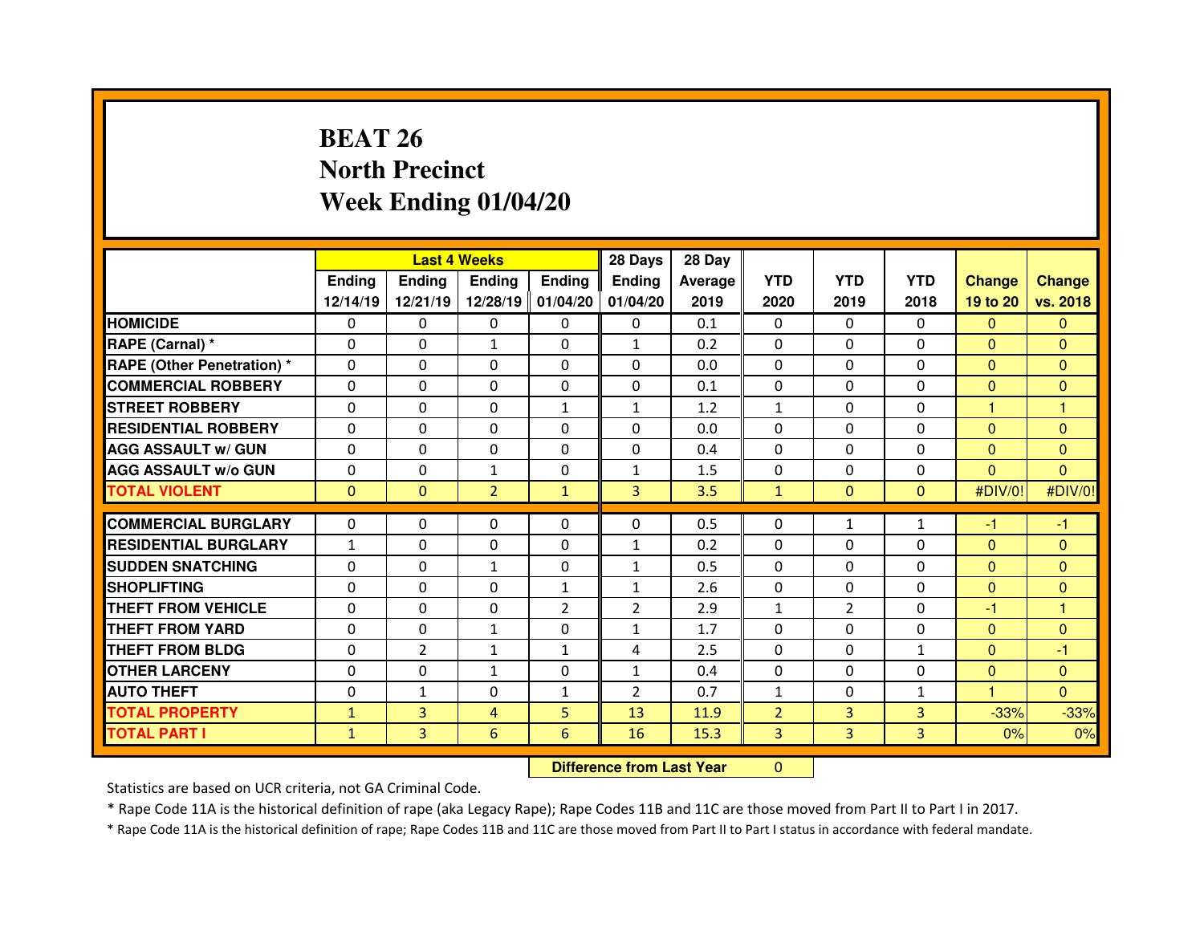# BEAT 26
# North Precinct
# Week Ending 01/04/20

| | Last 4 Weeks | | | | 28 Days | 28 Day | YTD | YTD | YTD | Change | Change |
|---|---|---|---|---|---|---|---|---|---|---|---|
| | Ending 12/14/19 | Ending 12/21/19 | Ending 12/28/19 | Ending 01/04/20 | Ending 01/04/20 | Average 2019 | 2020 | 2019 | 2018 | 19 to 20 | vs. 2018 |
| HOMICIDE | 0 | 0 | 0 | 0 | 0 | 0.1 | 0 | 0 | 0 | 0 | 0 |
| RAPE (Carnal) * | 0 | 0 | 1 | 0 | 1 | 0.2 | 0 | 0 | 0 | 0 | 0 |
| RAPE (Other Penetration) * | 0 | 0 | 0 | 0 | 0 | 0.0 | 0 | 0 | 0 | 0 | 0 |
| COMMERCIAL ROBBERY | 0 | 0 | 0 | 0 | 0 | 0.1 | 0 | 0 | 0 | 0 | 0 |
| STREET ROBBERY | 0 | 0 | 0 | 1 | 1 | 1.2 | 1 | 0 | 0 | 1 | 1 |
| RESIDENTIAL ROBBERY | 0 | 0 | 0 | 0 | 0 | 0.0 | 0 | 0 | 0 | 0 | 0 |
| AGG ASSAULT w/ GUN | 0 | 0 | 0 | 0 | 0 | 0.4 | 0 | 0 | 0 | 0 | 0 |
| AGG ASSAULT w/o GUN | 0 | 0 | 1 | 0 | 1 | 1.5 | 0 | 0 | 0 | 0 | 0 |
| TOTAL VIOLENT | 0 | 0 | 2 | 1 | 3 | 3.5 | 1 | 0 | 0 | #DIV/0! | #DIV/0! |
| COMMERCIAL BURGLARY | 0 | 0 | 0 | 0 | 0 | 0.5 | 0 | 1 | 1 | -1 | -1 |
| RESIDENTIAL BURGLARY | 1 | 0 | 0 | 0 | 1 | 0.2 | 0 | 0 | 0 | 0 | 0 |
| SUDDEN SNATCHING | 0 | 0 | 1 | 0 | 1 | 0.5 | 0 | 0 | 0 | 0 | 0 |
| SHOPLIFTING | 0 | 0 | 0 | 1 | 1 | 2.6 | 0 | 0 | 0 | 0 | 0 |
| THEFT FROM VEHICLE | 0 | 0 | 0 | 2 | 2 | 2.9 | 1 | 2 | 0 | -1 | 1 |
| THEFT FROM YARD | 0 | 0 | 1 | 0 | 1 | 1.7 | 0 | 0 | 0 | 0 | 0 |
| THEFT FROM BLDG | 0 | 2 | 1 | 1 | 4 | 2.5 | 0 | 0 | 1 | 0 | -1 |
| OTHER LARCENY | 0 | 0 | 1 | 0 | 1 | 0.4 | 0 | 0 | 0 | 0 | 0 |
| AUTO THEFT | 0 | 1 | 0 | 1 | 2 | 0.7 | 1 | 0 | 1 | 1 | 0 |
| TOTAL PROPERTY | 1 | 3 | 4 | 5 | 13 | 11.9 | 2 | 3 | 3 | -33% | -33% |
| TOTAL PART I | 1 | 3 | 6 | 6 | 16 | 15.3 | 3 | 3 | 3 | 0% | 0% |

**Difference from Last Year** 0

Statistics are based on UCR criteria, not GA Criminal Code.

* Rape Code 11A is the historical definition of rape (aka Legacy Rape); Rape Codes 11B and 11C are those moved from Part II to Part I in 2017.

* Rape Code 11A is the historical definition of rape; Rape Codes 11B and 11C are those moved from Part II to Part I status in accordance with federal mandate.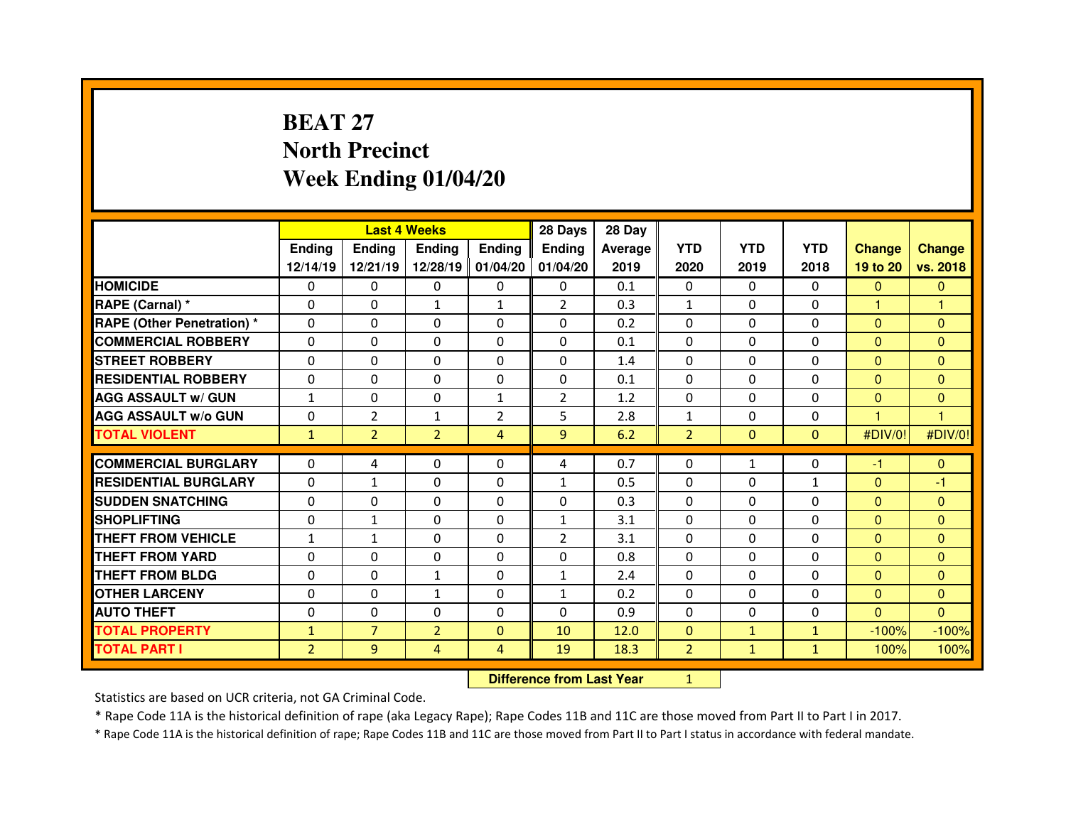# BEAT 27
## North Precinct
## Week Ending 01/04/20

| | Last 4 Weeks | | | | 28 Days | 28 Day | | | | | |
|---|---|---|---|---|---|---|---|---|---|---|---|
| | Ending 12/14/19 | Ending 12/21/19 | Ending 12/28/19 | Ending 01/04/20 | Ending 01/04/20 | Average 2019 | YTD 2020 | YTD 2019 | YTD 2018 | Change 19 to 20 | Change vs. 2018 |
| HOMICIDE | 0 | 0 | 0 | 0 | 0 | 0.1 | 0 | 0 | 0 | 0 | 0 |
| RAPE (Carnal) * | 0 | 0 | 1 | 1 | 2 | 0.3 | 1 | 0 | 0 | 1 | 1 |
| RAPE (Other Penetration) * | 0 | 0 | 0 | 0 | 0 | 0.2 | 0 | 0 | 0 | 0 | 0 |
| COMMERCIAL ROBBERY | 0 | 0 | 0 | 0 | 0 | 0.1 | 0 | 0 | 0 | 0 | 0 |
| STREET ROBBERY | 0 | 0 | 0 | 0 | 0 | 1.4 | 0 | 0 | 0 | 0 | 0 |
| RESIDENTIAL ROBBERY | 0 | 0 | 0 | 0 | 0 | 0.1 | 0 | 0 | 0 | 0 | 0 |
| AGG ASSAULT w/ GUN | 1 | 0 | 0 | 1 | 2 | 1.2 | 0 | 0 | 0 | 0 | 0 |
| AGG ASSAULT w/o GUN | 0 | 2 | 1 | 2 | 5 | 2.8 | 1 | 0 | 0 | 1 | 1 |
| TOTAL VIOLENT | 1 | 2 | 2 | 4 | 9 | 6.2 | 2 | 0 | 0 | #DIV/0! | #DIV/0! |
| COMMERCIAL BURGLARY | 0 | 4 | 0 | 0 | 4 | 0.7 | 0 | 1 | 0 | -1 | 0 |
| RESIDENTIAL BURGLARY | 0 | 1 | 0 | 0 | 1 | 0.5 | 0 | 0 | 1 | 0 | -1 |
| SUDDEN SNATCHING | 0 | 0 | 0 | 0 | 0 | 0.3 | 0 | 0 | 0 | 0 | 0 |
| SHOPLIFTING | 0 | 1 | 0 | 0 | 1 | 3.1 | 0 | 0 | 0 | 0 | 0 |
| THEFT FROM VEHICLE | 1 | 1 | 0 | 0 | 2 | 3.1 | 0 | 0 | 0 | 0 | 0 |
| THEFT FROM YARD | 0 | 0 | 0 | 0 | 0 | 0.8 | 0 | 0 | 0 | 0 | 0 |
| THEFT FROM BLDG | 0 | 0 | 1 | 0 | 1 | 2.4 | 0 | 0 | 0 | 0 | 0 |
| OTHER LARCENY | 0 | 0 | 1 | 0 | 1 | 0.2 | 0 | 0 | 0 | 0 | 0 |
| AUTO THEFT | 0 | 0 | 0 | 0 | 0 | 0.9 | 0 | 0 | 0 | 0 | 0 |
| TOTAL PROPERTY | 1 | 7 | 2 | 0 | 10 | 12.0 | 0 | 1 | 1 | -100% | -100% |
| TOTAL PART I | 2 | 9 | 4 | 4 | 19 | 18.3 | 2 | 1 | 1 | 100% | 100% |

**Difference from Last Year** 1

Statistics are based on UCR criteria, not GA Criminal Code.

* Rape Code 11A is the historical definition of rape (aka Legacy Rape); Rape Codes 11B and 11C are those moved from Part II to Part I in 2017.

* Rape Code 11A is the historical definition of rape; Rape Codes 11B and 11C are those moved from Part II to Part I status in accordance with federal mandate.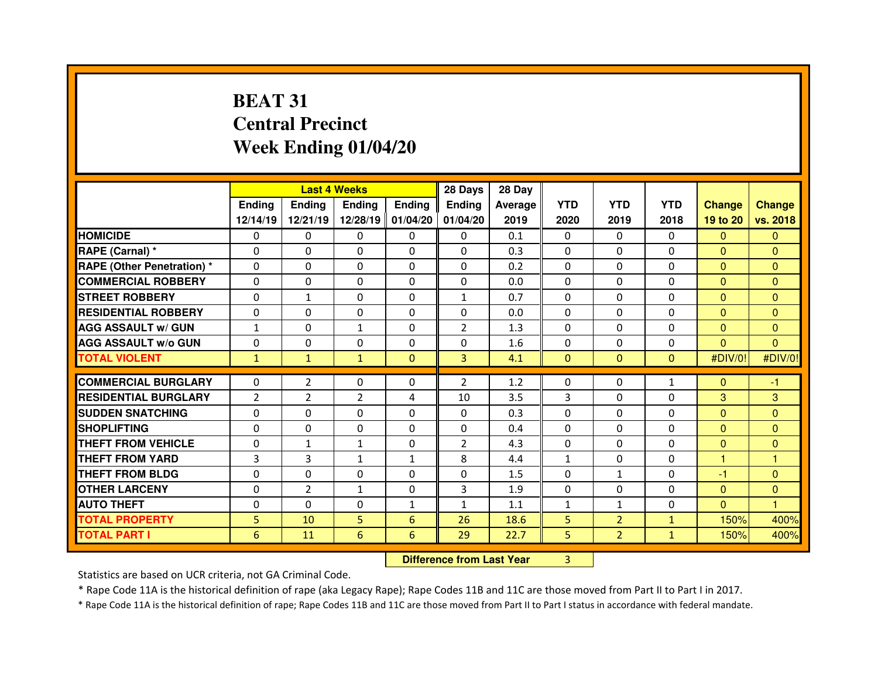# BEAT 31
## Central Precinct
## Week Ending 01/04/20

| | Last 4 Weeks | | | | 28 Days | 28 Day | | | | | |
|---|---|---|---|---|---|---|---|---|---|---|---|
| | Ending 12/14/19 | Ending 12/21/19 | Ending 12/28/19 | Ending 01/04/20 | Ending 01/04/20 | Average 2019 | YTD 2020 | YTD 2019 | YTD 2018 | Change 19 to 20 | Change vs. 2018 |
| HOMICIDE | 0 | 0 | 0 | 0 | 0 | 0.1 | 0 | 0 | 0 | 0 | 0 |
| RAPE (Carnal) * | 0 | 0 | 0 | 0 | 0 | 0.3 | 0 | 0 | 0 | 0 | 0 |
| RAPE (Other Penetration) * | 0 | 0 | 0 | 0 | 0 | 0.2 | 0 | 0 | 0 | 0 | 0 |
| COMMERCIAL ROBBERY | 0 | 0 | 0 | 0 | 0 | 0.0 | 0 | 0 | 0 | 0 | 0 |
| STREET ROBBERY | 0 | 1 | 0 | 0 | 1 | 0.7 | 0 | 0 | 0 | 0 | 0 |
| RESIDENTIAL ROBBERY | 0 | 0 | 0 | 0 | 0 | 0.0 | 0 | 0 | 0 | 0 | 0 |
| AGG ASSAULT w/ GUN | 1 | 0 | 1 | 0 | 2 | 1.3 | 0 | 0 | 0 | 0 | 0 |
| AGG ASSAULT w/o GUN | 0 | 0 | 0 | 0 | 0 | 1.6 | 0 | 0 | 0 | 0 | 0 |
| TOTAL VIOLENT | 1 | 1 | 1 | 0 | 3 | 4.1 | 0 | 0 | 0 | #DIV/0! | #DIV/0! |
| COMMERCIAL BURGLARY | 0 | 2 | 0 | 0 | 2 | 1.2 | 0 | 0 | 1 | 0 | -1 |
| RESIDENTIAL BURGLARY | 2 | 2 | 2 | 4 | 10 | 3.5 | 3 | 0 | 0 | 3 | 3 |
| SUDDEN SNATCHING | 0 | 0 | 0 | 0 | 0 | 0.3 | 0 | 0 | 0 | 0 | 0 |
| SHOPLIFTING | 0 | 0 | 0 | 0 | 0 | 0.4 | 0 | 0 | 0 | 0 | 0 |
| THEFT FROM VEHICLE | 0 | 1 | 1 | 0 | 2 | 4.3 | 0 | 0 | 0 | 0 | 0 |
| THEFT FROM YARD | 3 | 3 | 1 | 1 | 8 | 4.4 | 1 | 0 | 0 | 1 | 1 |
| THEFT FROM BLDG | 0 | 0 | 0 | 0 | 0 | 1.5 | 0 | 1 | 0 | -1 | 0 |
| OTHER LARCENY | 0 | 2 | 1 | 0 | 3 | 1.9 | 0 | 0 | 0 | 0 | 0 |
| AUTO THEFT | 0 | 0 | 0 | 1 | 1 | 1.1 | 1 | 1 | 0 | 0 | 1 |
| TOTAL PROPERTY | 5 | 10 | 5 | 6 | 26 | 18.6 | 5 | 2 | 1 | 150% | 400% |
| TOTAL PART I | 6 | 11 | 6 | 6 | 29 | 22.7 | 5 | 2 | 1 | 150% | 400% |

**Difference from Last Year** 3

Statistics are based on UCR criteria, not GA Criminal Code.

* Rape Code 11A is the historical definition of rape (aka Legacy Rape); Rape Codes 11B and 11C are those moved from Part II to Part I in 2017.

* Rape Code 11A is the historical definition of rape; Rape Codes 11B and 11C are those moved from Part II to Part I status in accordance with federal mandate.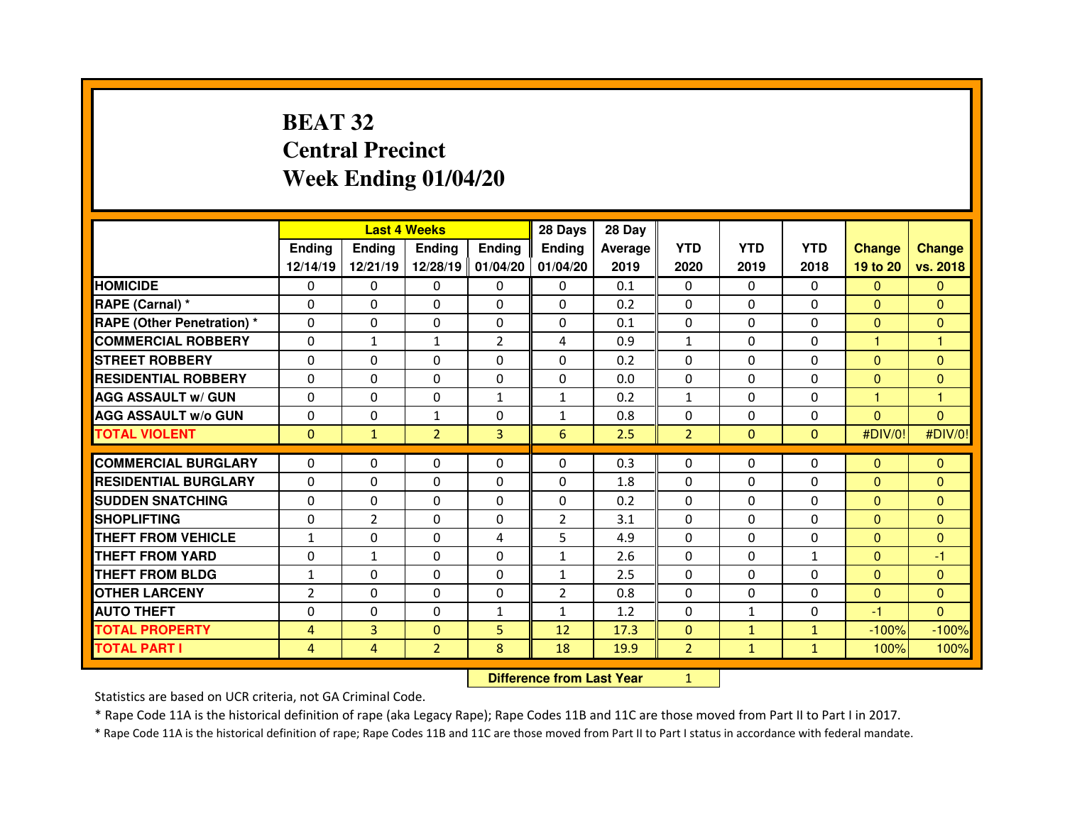# BEAT 32
## Central Precinct
## Week Ending 01/04/20

| | Last 4 Weeks | | | | 28 Days | 28 Day | YTD | YTD | YTD | Change | Change |
|---|---|---|---|---|---|---|---|---|---|---|---|
| | Ending 12/14/19 | Ending 12/21/19 | Ending 12/28/19 | Ending 01/04/20 | Ending 01/04/20 | Average 2019 | 2020 | 2019 | 2018 | 19 to 20 | vs. 2018 |
| HOMICIDE | 0 | 0 | 0 | 0 | 0 | 0.1 | 0 | 0 | 0 | 0 | 0 |
| RAPE (Carnal) * | 0 | 0 | 0 | 0 | 0 | 0.2 | 0 | 0 | 0 | 0 | 0 |
| RAPE (Other Penetration) * | 0 | 0 | 0 | 0 | 0 | 0.1 | 0 | 0 | 0 | 0 | 0 |
| COMMERCIAL ROBBERY | 0 | 1 | 1 | 2 | 4 | 0.9 | 1 | 0 | 0 | 1 | 1 |
| STREET ROBBERY | 0 | 0 | 0 | 0 | 0 | 0.2 | 0 | 0 | 0 | 0 | 0 |
| RESIDENTIAL ROBBERY | 0 | 0 | 0 | 0 | 0 | 0.0 | 0 | 0 | 0 | 0 | 0 |
| AGG ASSAULT w/ GUN | 0 | 0 | 0 | 1 | 1 | 0.2 | 1 | 0 | 0 | 1 | 1 |
| AGG ASSAULT w/o GUN | 0 | 0 | 1 | 0 | 1 | 0.8 | 0 | 0 | 0 | 0 | 0 |
| TOTAL VIOLENT | 0 | 1 | 2 | 3 | 6 | 2.5 | 2 | 0 | 0 | #DIV/0! | #DIV/0! |
| COMMERCIAL BURGLARY | 0 | 0 | 0 | 0 | 0 | 0.3 | 0 | 0 | 0 | 0 | 0 |
| RESIDENTIAL BURGLARY | 0 | 0 | 0 | 0 | 0 | 1.8 | 0 | 0 | 0 | 0 | 0 |
| SUDDEN SNATCHING | 0 | 0 | 0 | 0 | 0 | 0.2 | 0 | 0 | 0 | 0 | 0 |
| SHOPLIFTING | 0 | 2 | 0 | 0 | 2 | 3.1 | 0 | 0 | 0 | 0 | 0 |
| THEFT FROM VEHICLE | 1 | 0 | 0 | 4 | 5 | 4.9 | 0 | 0 | 0 | 0 | 0 |
| THEFT FROM YARD | 0 | 1 | 0 | 0 | 1 | 2.6 | 0 | 0 | 1 | 0 | -1 |
| THEFT FROM BLDG | 1 | 0 | 0 | 0 | 1 | 2.5 | 0 | 0 | 0 | 0 | 0 |
| OTHER LARCENY | 2 | 0 | 0 | 0 | 2 | 0.8 | 0 | 0 | 0 | 0 | 0 |
| AUTO THEFT | 0 | 0 | 0 | 1 | 1 | 1.2 | 0 | 1 | 0 | -1 | 0 |
| TOTAL PROPERTY | 4 | 3 | 0 | 5 | 12 | 17.3 | 0 | 1 | 1 | -100% | -100% |
| TOTAL PART I | 4 | 4 | 2 | 8 | 18 | 19.9 | 2 | 1 | 1 | 100% | 100% |

**Difference from Last Year** 1

Statistics are based on UCR criteria, not GA Criminal Code.

* Rape Code 11A is the historical definition of rape (aka Legacy Rape); Rape Codes 11B and 11C are those moved from Part II to Part I in 2017.

* Rape Code 11A is the historical definition of rape; Rape Codes 11B and 11C are those moved from Part II to Part I status in accordance with federal mandate.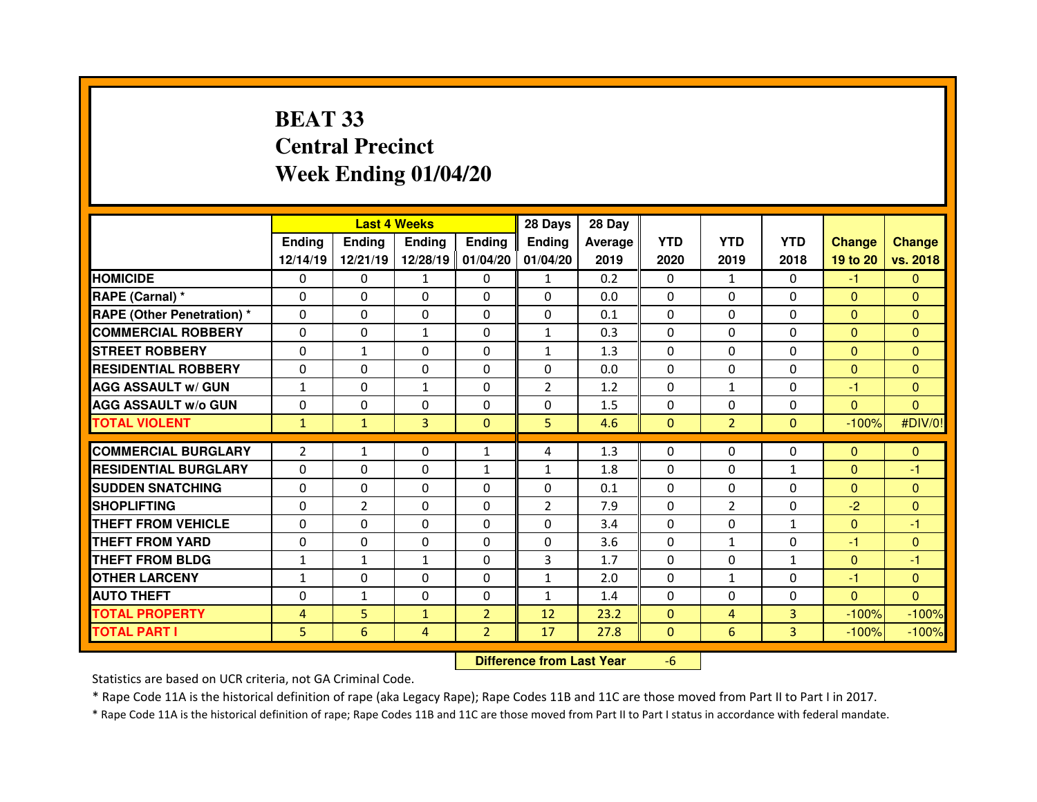# BEAT 33
# Central Precinct
# Week Ending 01/04/20

| | Last 4 Weeks | | | | 28 Days | 28 Day | | | | | |
|---|---|---|---|---|---|---|---|---|---|---|---|
| | Ending 12/14/19 | Ending 12/21/19 | Ending 12/28/19 | Ending 01/04/20 | Ending 01/04/20 | Average 2019 | YTD 2020 | YTD 2019 | YTD 2018 | Change 19 to 20 | Change vs. 2018 |
| HOMICIDE | 0 | 0 | 1 | 0 | 1 | 0.2 | 0 | 1 | 0 | -1 | 0 |
| RAPE (Carnal) * | 0 | 0 | 0 | 0 | 0 | 0.0 | 0 | 0 | 0 | 0 | 0 |
| RAPE (Other Penetration) * | 0 | 0 | 0 | 0 | 0 | 0.1 | 0 | 0 | 0 | 0 | 0 |
| COMMERCIAL ROBBERY | 0 | 0 | 1 | 0 | 1 | 0.3 | 0 | 0 | 0 | 0 | 0 |
| STREET ROBBERY | 0 | 1 | 0 | 0 | 1 | 1.3 | 0 | 0 | 0 | 0 | 0 |
| RESIDENTIAL ROBBERY | 0 | 0 | 0 | 0 | 0 | 0.0 | 0 | 0 | 0 | 0 | 0 |
| AGG ASSAULT w/ GUN | 1 | 0 | 1 | 0 | 2 | 1.2 | 0 | 1 | 0 | -1 | 0 |
| AGG ASSAULT w/o GUN | 0 | 0 | 0 | 0 | 0 | 1.5 | 0 | 0 | 0 | 0 | 0 |
| TOTAL VIOLENT | 1 | 1 | 3 | 0 | 5 | 4.6 | 0 | 2 | 0 | -100% | #DIV/0! |
| COMMERCIAL BURGLARY | 2 | 1 | 0 | 1 | 4 | 1.3 | 0 | 0 | 0 | 0 | 0 |
| RESIDENTIAL BURGLARY | 0 | 0 | 0 | 1 | 1 | 1.8 | 0 | 0 | 1 | 0 | -1 |
| SUDDEN SNATCHING | 0 | 0 | 0 | 0 | 0 | 0.1 | 0 | 0 | 0 | 0 | 0 |
| SHOPLIFTING | 0 | 2 | 0 | 0 | 2 | 7.9 | 0 | 2 | 0 | -2 | 0 |
| THEFT FROM VEHICLE | 0 | 0 | 0 | 0 | 0 | 3.4 | 0 | 0 | 1 | 0 | -1 |
| THEFT FROM YARD | 0 | 0 | 0 | 0 | 0 | 3.6 | 0 | 1 | 0 | -1 | 0 |
| THEFT FROM BLDG | 1 | 1 | 1 | 0 | 3 | 1.7 | 0 | 0 | 1 | 0 | -1 |
| OTHER LARCENY | 1 | 0 | 0 | 0 | 1 | 2.0 | 0 | 1 | 0 | -1 | 0 |
| AUTO THEFT | 0 | 1 | 0 | 0 | 1 | 1.4 | 0 | 0 | 0 | 0 | 0 |
| TOTAL PROPERTY | 4 | 5 | 1 | 2 | 12 | 23.2 | 0 | 4 | 3 | -100% | -100% |
| TOTAL PART I | 5 | 6 | 4 | 2 | 17 | 27.8 | 0 | 6 | 3 | -100% | -100% |

**Difference from Last Year** -6

Statistics are based on UCR criteria, not GA Criminal Code.

* Rape Code 11A is the historical definition of rape (aka Legacy Rape); Rape Codes 11B and 11C are those moved from Part II to Part I in 2017.

* Rape Code 11A is the historical definition of rape; Rape Codes 11B and 11C are those moved from Part II to Part I status in accordance with federal mandate.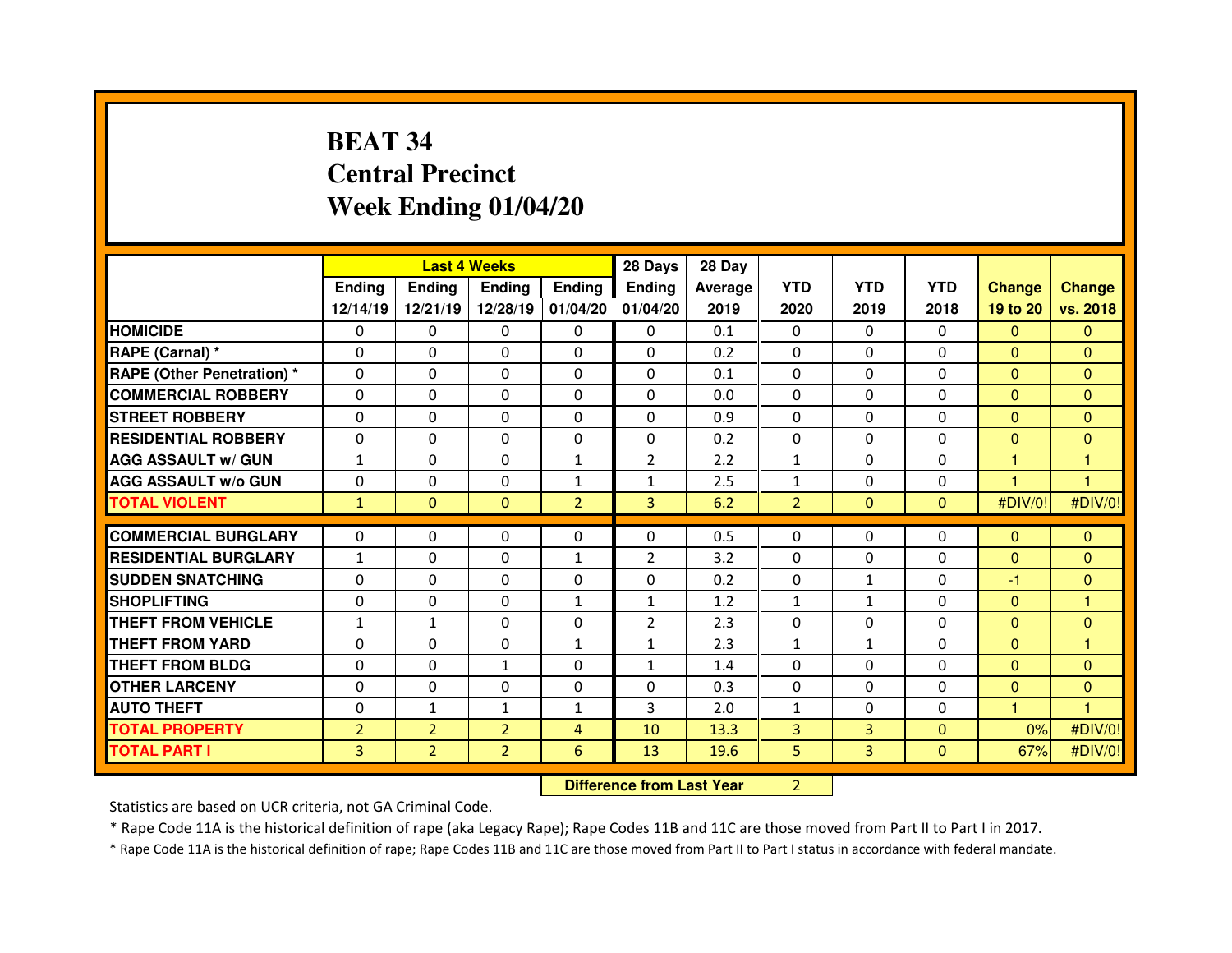# BEAT 34
## Central Precinct
## Week Ending 01/04/20

| | Last 4 Weeks | | | | 28 Days | 28 Day | | | | | |
|---|---|---|---|---|---|---|---|---|---|---|---|
| | Ending 12/14/19 | Ending 12/21/19 | Ending 12/28/19 | Ending 01/04/20 | Ending 01/04/20 | Average 2019 | YTD 2020 | YTD 2019 | YTD 2018 | Change 19 to 20 | Change vs. 2018 |
| HOMICIDE | 0 | 0 | 0 | 0 | 0 | 0.1 | 0 | 0 | 0 | 0 | 0 |
| RAPE (Carnal) * | 0 | 0 | 0 | 0 | 0 | 0.2 | 0 | 0 | 0 | 0 | 0 |
| RAPE (Other Penetration) * | 0 | 0 | 0 | 0 | 0 | 0.1 | 0 | 0 | 0 | 0 | 0 |
| COMMERCIAL ROBBERY | 0 | 0 | 0 | 0 | 0 | 0.0 | 0 | 0 | 0 | 0 | 0 |
| STREET ROBBERY | 0 | 0 | 0 | 0 | 0 | 0.9 | 0 | 0 | 0 | 0 | 0 |
| RESIDENTIAL ROBBERY | 0 | 0 | 0 | 0 | 0 | 0.2 | 0 | 0 | 0 | 0 | 0 |
| AGG ASSAULT w/ GUN | 1 | 0 | 0 | 1 | 2 | 2.2 | 1 | 0 | 0 | 1 | 1 |
| AGG ASSAULT w/o GUN | 0 | 0 | 0 | 1 | 1 | 2.5 | 1 | 0 | 0 | 1 | 1 |
| TOTAL VIOLENT | 1 | 0 | 0 | 2 | 3 | 6.2 | 2 | 0 | 0 | #DIV/0! | #DIV/0! |
| COMMERCIAL BURGLARY | 0 | 0 | 0 | 0 | 0 | 0.5 | 0 | 0 | 0 | 0 | 0 |
| RESIDENTIAL BURGLARY | 1 | 0 | 0 | 1 | 2 | 3.2 | 0 | 0 | 0 | 0 | 0 |
| SUDDEN SNATCHING | 0 | 0 | 0 | 0 | 0 | 0.2 | 0 | 1 | 0 | -1 | 0 |
| SHOPLIFTING | 0 | 0 | 0 | 1 | 1 | 1.2 | 1 | 1 | 0 | 0 | 1 |
| THEFT FROM VEHICLE | 1 | 1 | 0 | 0 | 2 | 2.3 | 0 | 0 | 0 | 0 | 0 |
| THEFT FROM YARD | 0 | 0 | 0 | 1 | 1 | 2.3 | 1 | 1 | 0 | 0 | 1 |
| THEFT FROM BLDG | 0 | 0 | 1 | 0 | 1 | 1.4 | 0 | 0 | 0 | 0 | 0 |
| OTHER LARCENY | 0 | 0 | 0 | 0 | 0 | 0.3 | 0 | 0 | 0 | 0 | 0 |
| AUTO THEFT | 0 | 1 | 1 | 1 | 3 | 2.0 | 1 | 0 | 0 | 1 | 1 |
| TOTAL PROPERTY | 2 | 2 | 2 | 4 | 10 | 13.3 | 3 | 3 | 0 | 0% | #DIV/0! |
| TOTAL PART I | 3 | 2 | 2 | 6 | 13 | 19.6 | 5 | 3 | 0 | 67% | #DIV/0! |

**Difference from Last Year** 2

Statistics are based on UCR criteria, not GA Criminal Code.

* Rape Code 11A is the historical definition of rape (aka Legacy Rape); Rape Codes 11B and 11C are those moved from Part II to Part I in 2017.

* Rape Code 11A is the historical definition of rape; Rape Codes 11B and 11C are those moved from Part II to Part I status in accordance with federal mandate.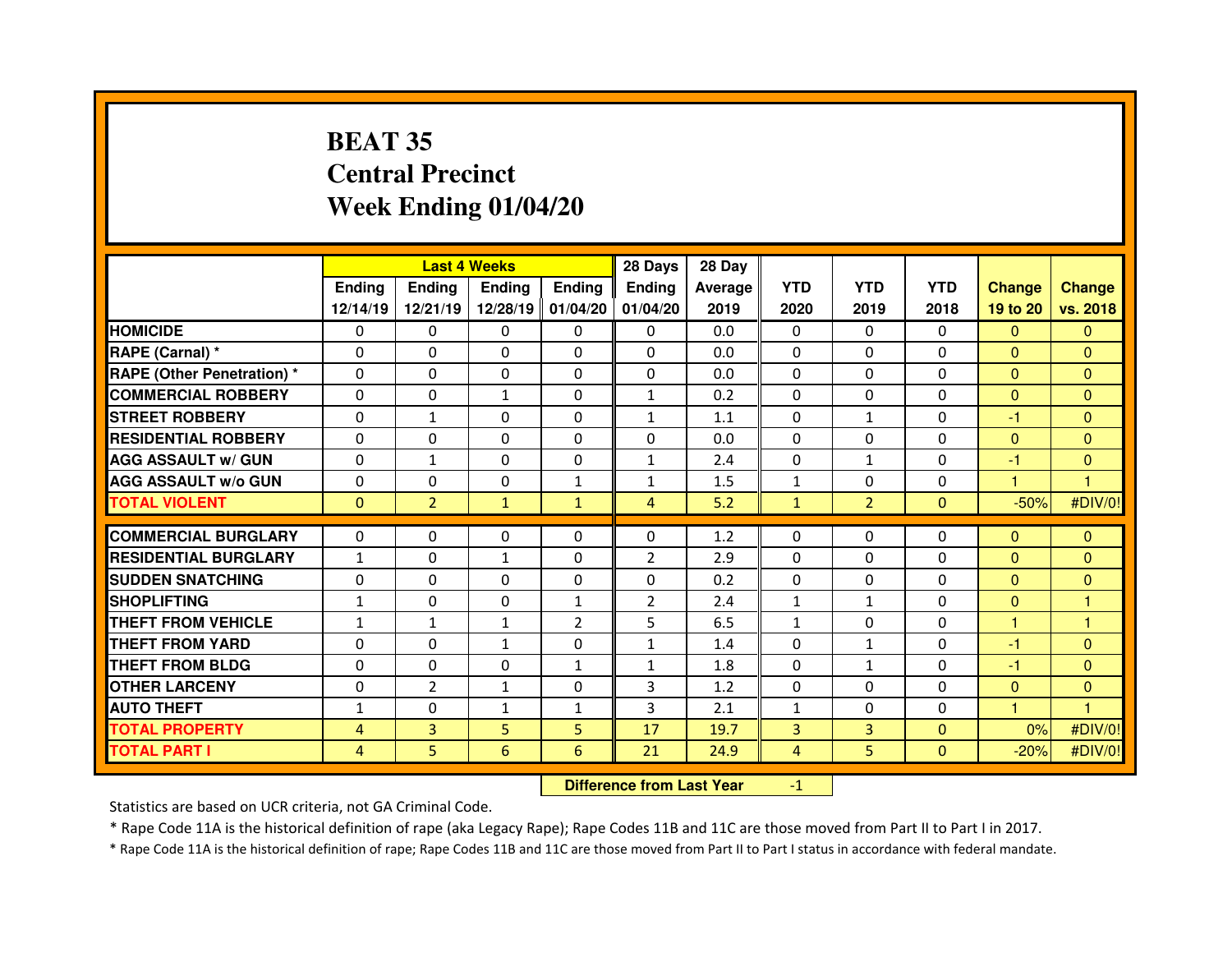# BEAT 35
# Central Precinct
# Week Ending 01/04/20

| | Last 4 Weeks | | | | 28 Days | 28 Day | | | | | |
|---|---|---|---|---|---|---|---|---|---|---|---|
| | Ending 12/14/19 | Ending 12/21/19 | Ending 12/28/19 | Ending 01/04/20 | Ending 01/04/20 | Average 2019 | YTD 2020 | YTD 2019 | YTD 2018 | Change 19 to 20 | Change vs. 2018 |
| HOMICIDE | 0 | 0 | 0 | 0 | 0 | 0.0 | 0 | 0 | 0 | 0 | 0 |
| RAPE (Carnal) * | 0 | 0 | 0 | 0 | 0 | 0.0 | 0 | 0 | 0 | 0 | 0 |
| RAPE (Other Penetration) * | 0 | 0 | 0 | 0 | 0 | 0.0 | 0 | 0 | 0 | 0 | 0 |
| COMMERCIAL ROBBERY | 0 | 0 | 1 | 0 | 1 | 0.2 | 0 | 0 | 0 | 0 | 0 |
| STREET ROBBERY | 0 | 1 | 0 | 0 | 1 | 1.1 | 0 | 1 | 0 | -1 | 0 |
| RESIDENTIAL ROBBERY | 0 | 0 | 0 | 0 | 0 | 0.0 | 0 | 0 | 0 | 0 | 0 |
| AGG ASSAULT w/ GUN | 0 | 1 | 0 | 0 | 1 | 2.4 | 0 | 1 | 0 | -1 | 0 |
| AGG ASSAULT w/o GUN | 0 | 0 | 0 | 1 | 1 | 1.5 | 1 | 0 | 0 | 1 | 1 |
| TOTAL VIOLENT | 0 | 2 | 1 | 1 | 4 | 5.2 | 1 | 2 | 0 | -50% | #DIV/0! |
| COMMERCIAL BURGLARY | 0 | 0 | 0 | 0 | 0 | 1.2 | 0 | 0 | 0 | 0 | 0 |
| RESIDENTIAL BURGLARY | 1 | 0 | 1 | 0 | 2 | 2.9 | 0 | 0 | 0 | 0 | 0 |
| SUDDEN SNATCHING | 0 | 0 | 0 | 0 | 0 | 0.2 | 0 | 0 | 0 | 0 | 0 |
| SHOPLIFTING | 1 | 0 | 0 | 1 | 2 | 2.4 | 1 | 1 | 0 | 0 | 1 |
| THEFT FROM VEHICLE | 1 | 1 | 1 | 2 | 5 | 6.5 | 1 | 0 | 0 | 1 | 1 |
| THEFT FROM YARD | 0 | 0 | 1 | 0 | 1 | 1.4 | 0 | 1 | 0 | -1 | 0 |
| THEFT FROM BLDG | 0 | 0 | 0 | 1 | 1 | 1.8 | 0 | 1 | 0 | -1 | 0 |
| OTHER LARCENY | 0 | 2 | 1 | 0 | 3 | 1.2 | 0 | 0 | 0 | 0 | 0 |
| AUTO THEFT | 1 | 0 | 1 | 1 | 3 | 2.1 | 1 | 0 | 0 | 1 | 1 |
| TOTAL PROPERTY | 4 | 3 | 5 | 5 | 17 | 19.7 | 3 | 3 | 0 | 0% | #DIV/0! |
| TOTAL PART I | 4 | 5 | 6 | 6 | 21 | 24.9 | 4 | 5 | 0 | -20% | #DIV/0! |

**Difference from Last Year** -1

Statistics are based on UCR criteria, not GA Criminal Code.

* Rape Code 11A is the historical definition of rape (aka Legacy Rape); Rape Codes 11B and 11C are those moved from Part II to Part I in 2017.

* Rape Code 11A is the historical definition of rape; Rape Codes 11B and 11C are those moved from Part II to Part I status in accordance with federal mandate.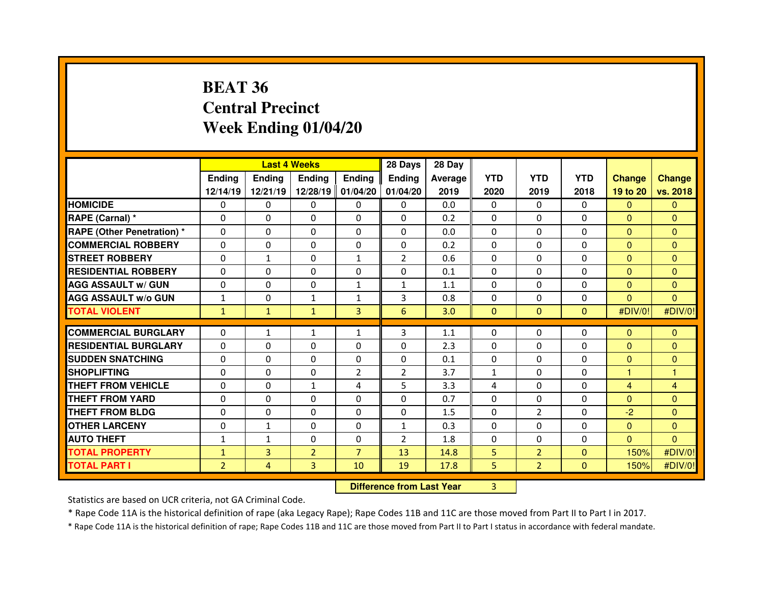# BEAT 36
# Central Precinct
# Week Ending 01/04/20

| | Last 4 Weeks | | | | 28 Days | 28 Day | | | | | |
|---|---|---|---|---|---|---|---|---|---|---|---|
| | Ending 12/14/19 | Ending 12/21/19 | Ending 12/28/19 | Ending 01/04/20 | Ending 01/04/20 | Average 2019 | YTD 2020 | YTD 2019 | YTD 2018 | Change 19 to 20 | Change vs. 2018 |
| HOMICIDE | 0 | 0 | 0 | 0 | 0 | 0.0 | 0 | 0 | 0 | 0 | 0 |
| RAPE (Carnal) * | 0 | 0 | 0 | 0 | 0 | 0.2 | 0 | 0 | 0 | 0 | 0 |
| RAPE (Other Penetration) * | 0 | 0 | 0 | 0 | 0 | 0.0 | 0 | 0 | 0 | 0 | 0 |
| COMMERCIAL ROBBERY | 0 | 0 | 0 | 0 | 0 | 0.2 | 0 | 0 | 0 | 0 | 0 |
| STREET ROBBERY | 0 | 1 | 0 | 1 | 2 | 0.6 | 0 | 0 | 0 | 0 | 0 |
| RESIDENTIAL ROBBERY | 0 | 0 | 0 | 0 | 0 | 0.1 | 0 | 0 | 0 | 0 | 0 |
| AGG ASSAULT w/ GUN | 0 | 0 | 0 | 1 | 1 | 1.1 | 0 | 0 | 0 | 0 | 0 |
| AGG ASSAULT w/o GUN | 1 | 0 | 1 | 1 | 3 | 0.8 | 0 | 0 | 0 | 0 | 0 |
| TOTAL VIOLENT | 1 | 1 | 1 | 3 | 6 | 3.0 | 0 | 0 | 0 | #DIV/0! | #DIV/0! |
| COMMERCIAL BURGLARY | 0 | 1 | 1 | 1 | 3 | 1.1 | 0 | 0 | 0 | 0 | 0 |
| RESIDENTIAL BURGLARY | 0 | 0 | 0 | 0 | 0 | 2.3 | 0 | 0 | 0 | 0 | 0 |
| SUDDEN SNATCHING | 0 | 0 | 0 | 0 | 0 | 0.1 | 0 | 0 | 0 | 0 | 0 |
| SHOPLIFTING | 0 | 0 | 0 | 2 | 2 | 3.7 | 1 | 0 | 0 | 1 | 1 |
| THEFT FROM VEHICLE | 0 | 0 | 1 | 4 | 5 | 3.3 | 4 | 0 | 0 | 4 | 4 |
| THEFT FROM YARD | 0 | 0 | 0 | 0 | 0 | 0.7 | 0 | 0 | 0 | 0 | 0 |
| THEFT FROM BLDG | 0 | 0 | 0 | 0 | 0 | 1.5 | 0 | 2 | 0 | -2 | 0 |
| OTHER LARCENY | 0 | 1 | 0 | 0 | 1 | 0.3 | 0 | 0 | 0 | 0 | 0 |
| AUTO THEFT | 1 | 1 | 0 | 0 | 2 | 1.8 | 0 | 0 | 0 | 0 | 0 |
| TOTAL PROPERTY | 1 | 3 | 2 | 7 | 13 | 14.8 | 5 | 2 | 0 | 150% | #DIV/0! |
| TOTAL PART I | 2 | 4 | 3 | 10 | 19 | 17.8 | 5 | 2 | 0 | 150% | #DIV/0! |

**Difference from Last Year** 3

Statistics are based on UCR criteria, not GA Criminal Code.

* Rape Code 11A is the historical definition of rape (aka Legacy Rape); Rape Codes 11B and 11C are those moved from Part II to Part I in 2017.

* Rape Code 11A is the historical definition of rape; Rape Codes 11B and 11C are those moved from Part II to Part I status in accordance with federal mandate.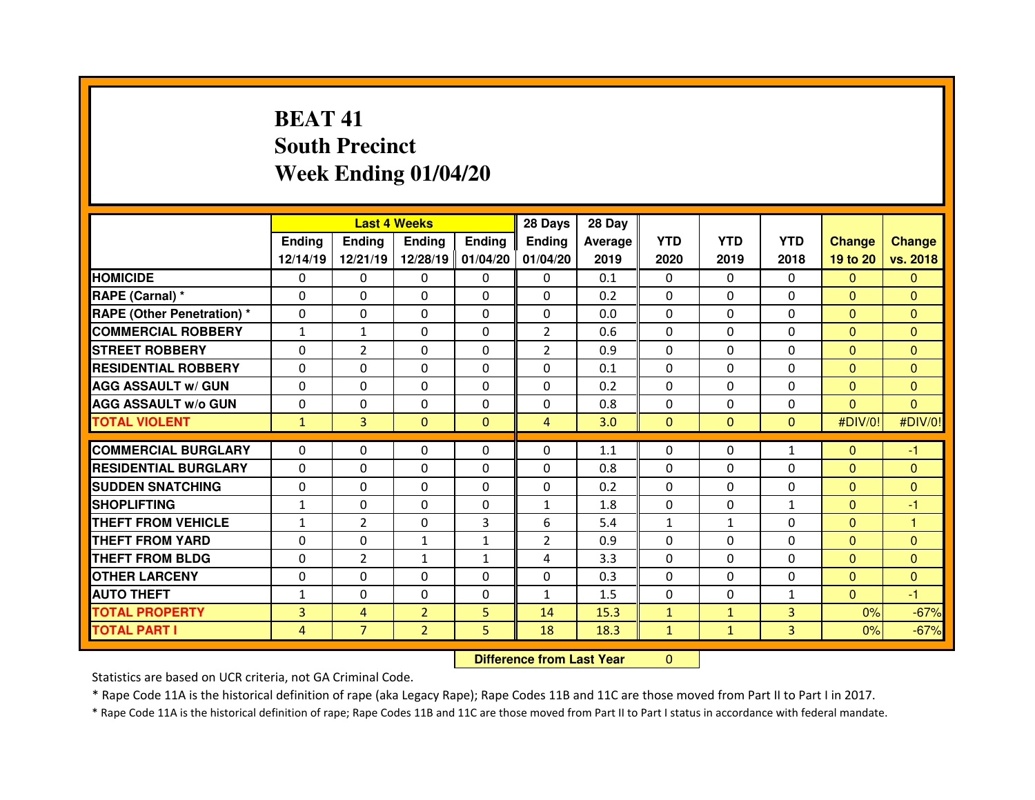# BEAT 41
## South Precinct
## Week Ending 01/04/20

| | Last 4 Weeks | | | | 28 Days | 28 Day | | | | | |
|---|---|---|---|---|---|---|---|---|---|---|---|
| | Ending 12/14/19 | Ending 12/21/19 | Ending 12/28/19 | Ending 01/04/20 | Ending 01/04/20 | Average 2019 | YTD 2020 | YTD 2019 | YTD 2018 | Change 19 to 20 | Change vs. 2018 |
| HOMICIDE | 0 | 0 | 0 | 0 | 0 | 0.1 | 0 | 0 | 0 | 0 | 0 |
| RAPE (Carnal) * | 0 | 0 | 0 | 0 | 0 | 0.2 | 0 | 0 | 0 | 0 | 0 |
| RAPE (Other Penetration) * | 0 | 0 | 0 | 0 | 0 | 0.0 | 0 | 0 | 0 | 0 | 0 |
| COMMERCIAL ROBBERY | 1 | 1 | 0 | 0 | 2 | 0.6 | 0 | 0 | 0 | 0 | 0 |
| STREET ROBBERY | 0 | 2 | 0 | 0 | 2 | 0.9 | 0 | 0 | 0 | 0 | 0 |
| RESIDENTIAL ROBBERY | 0 | 0 | 0 | 0 | 0 | 0.1 | 0 | 0 | 0 | 0 | 0 |
| AGG ASSAULT w/ GUN | 0 | 0 | 0 | 0 | 0 | 0.2 | 0 | 0 | 0 | 0 | 0 |
| AGG ASSAULT w/o GUN | 0 | 0 | 0 | 0 | 0 | 0.8 | 0 | 0 | 0 | 0 | 0 |
| TOTAL VIOLENT | 1 | 3 | 0 | 0 | 4 | 3.0 | 0 | 0 | 0 | #DIV/0! | #DIV/0! |
| COMMERCIAL BURGLARY | 0 | 0 | 0 | 0 | 0 | 1.1 | 0 | 0 | 1 | 0 | -1 |
| RESIDENTIAL BURGLARY | 0 | 0 | 0 | 0 | 0 | 0.8 | 0 | 0 | 0 | 0 | 0 |
| SUDDEN SNATCHING | 0 | 0 | 0 | 0 | 0 | 0.2 | 0 | 0 | 0 | 0 | 0 |
| SHOPLIFTING | 1 | 0 | 0 | 0 | 1 | 1.8 | 0 | 0 | 1 | 0 | -1 |
| THEFT FROM VEHICLE | 1 | 2 | 0 | 3 | 6 | 5.4 | 1 | 1 | 0 | 0 | 1 |
| THEFT FROM YARD | 0 | 0 | 1 | 1 | 2 | 0.9 | 0 | 0 | 0 | 0 | 0 |
| THEFT FROM BLDG | 0 | 2 | 1 | 1 | 4 | 3.3 | 0 | 0 | 0 | 0 | 0 |
| OTHER LARCENY | 0 | 0 | 0 | 0 | 0 | 0.3 | 0 | 0 | 0 | 0 | 0 |
| AUTO THEFT | 1 | 0 | 0 | 0 | 1 | 1.5 | 0 | 0 | 1 | 0 | -1 |
| TOTAL PROPERTY | 3 | 4 | 2 | 5 | 14 | 15.3 | 1 | 1 | 3 | 0% | -67% |
| TOTAL PART I | 4 | 7 | 2 | 5 | 18 | 18.3 | 1 | 1 | 3 | 0% | -67% |

**Difference from Last Year** 0

Statistics are based on UCR criteria, not GA Criminal Code.

* Rape Code 11A is the historical definition of rape (aka Legacy Rape); Rape Codes 11B and 11C are those moved from Part II to Part I in 2017.

* Rape Code 11A is the historical definition of rape; Rape Codes 11B and 11C are those moved from Part II to Part I status in accordance with federal mandate.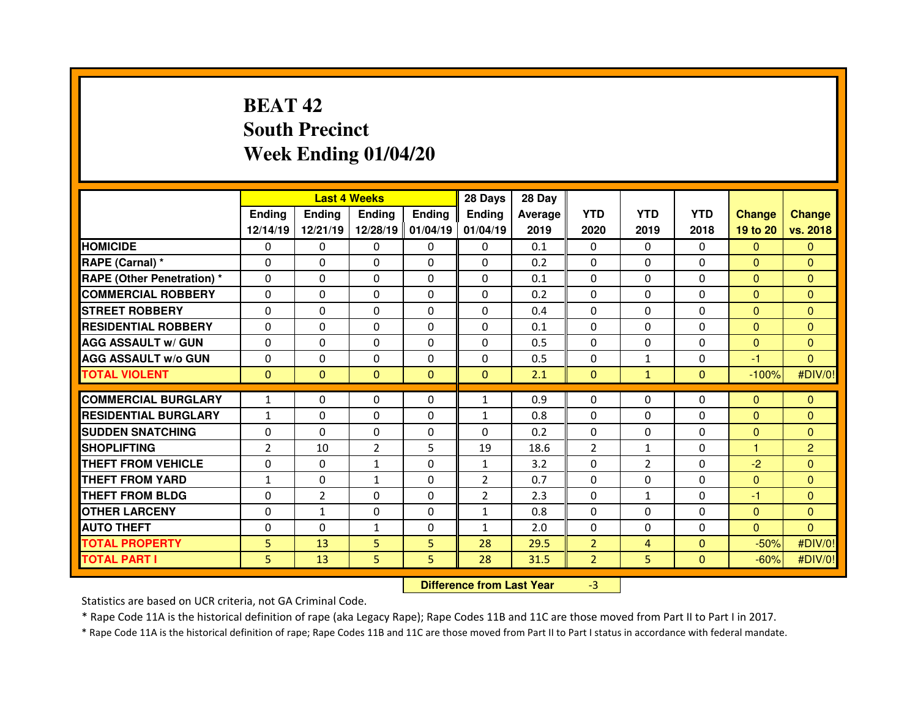# BEAT 42
## South Precinct
## Week Ending 01/04/20

| | Last 4 Weeks | | | | 28 Days | 28 Day | | | | | |
|---|---|---|---|---|---|---|---|---|---|---|---|
| | Ending 12/14/19 | Ending 12/21/19 | Ending 12/28/19 | Ending 01/04/19 | Ending 01/04/19 | Average 2019 | YTD 2020 | YTD 2019 | YTD 2018 | Change 19 to 20 | Change vs. 2018 |
| HOMICIDE | 0 | 0 | 0 | 0 | 0 | 0.1 | 0 | 0 | 0 | 0 | 0 |
| RAPE (Carnal) * | 0 | 0 | 0 | 0 | 0 | 0.2 | 0 | 0 | 0 | 0 | 0 |
| RAPE (Other Penetration) * | 0 | 0 | 0 | 0 | 0 | 0.1 | 0 | 0 | 0 | 0 | 0 |
| COMMERCIAL ROBBERY | 0 | 0 | 0 | 0 | 0 | 0.2 | 0 | 0 | 0 | 0 | 0 |
| STREET ROBBERY | 0 | 0 | 0 | 0 | 0 | 0.4 | 0 | 0 | 0 | 0 | 0 |
| RESIDENTIAL ROBBERY | 0 | 0 | 0 | 0 | 0 | 0.1 | 0 | 0 | 0 | 0 | 0 |
| AGG ASSAULT w/ GUN | 0 | 0 | 0 | 0 | 0 | 0.5 | 0 | 0 | 0 | 0 | 0 |
| AGG ASSAULT w/o GUN | 0 | 0 | 0 | 0 | 0 | 0.5 | 0 | 1 | 0 | -1 | 0 |
| TOTAL VIOLENT | 0 | 0 | 0 | 0 | 0 | 2.1 | 0 | 1 | 0 | -100% | #DIV/0! |
| COMMERCIAL BURGLARY | 1 | 0 | 0 | 0 | 1 | 0.9 | 0 | 0 | 0 | 0 | 0 |
| RESIDENTIAL BURGLARY | 1 | 0 | 0 | 0 | 1 | 0.8 | 0 | 0 | 0 | 0 | 0 |
| SUDDEN SNATCHING | 0 | 0 | 0 | 0 | 0 | 0.2 | 0 | 0 | 0 | 0 | 0 |
| SHOPLIFTING | 2 | 10 | 2 | 5 | 19 | 18.6 | 2 | 1 | 0 | 1 | 2 |
| THEFT FROM VEHICLE | 0 | 0 | 1 | 0 | 1 | 3.2 | 0 | 2 | 0 | -2 | 0 |
| THEFT FROM YARD | 1 | 0 | 1 | 0 | 2 | 0.7 | 0 | 0 | 0 | 0 | 0 |
| THEFT FROM BLDG | 0 | 2 | 0 | 0 | 2 | 2.3 | 0 | 1 | 0 | -1 | 0 |
| OTHER LARCENY | 0 | 1 | 0 | 0 | 1 | 0.8 | 0 | 0 | 0 | 0 | 0 |
| AUTO THEFT | 0 | 0 | 1 | 0 | 1 | 2.0 | 0 | 0 | 0 | 0 | 0 |
| TOTAL PROPERTY | 5 | 13 | 5 | 5 | 28 | 29.5 | 2 | 4 | 0 | -50% | #DIV/0! |
| TOTAL PART I | 5 | 13 | 5 | 5 | 28 | 31.5 | 2 | 5 | 0 | -60% | #DIV/0! |

**Difference from Last Year** -3

Statistics are based on UCR criteria, not GA Criminal Code.

* Rape Code 11A is the historical definition of rape (aka Legacy Rape); Rape Codes 11B and 11C are those moved from Part II to Part I in 2017.

* Rape Code 11A is the historical definition of rape; Rape Codes 11B and 11C are those moved from Part II to Part I status in accordance with federal mandate.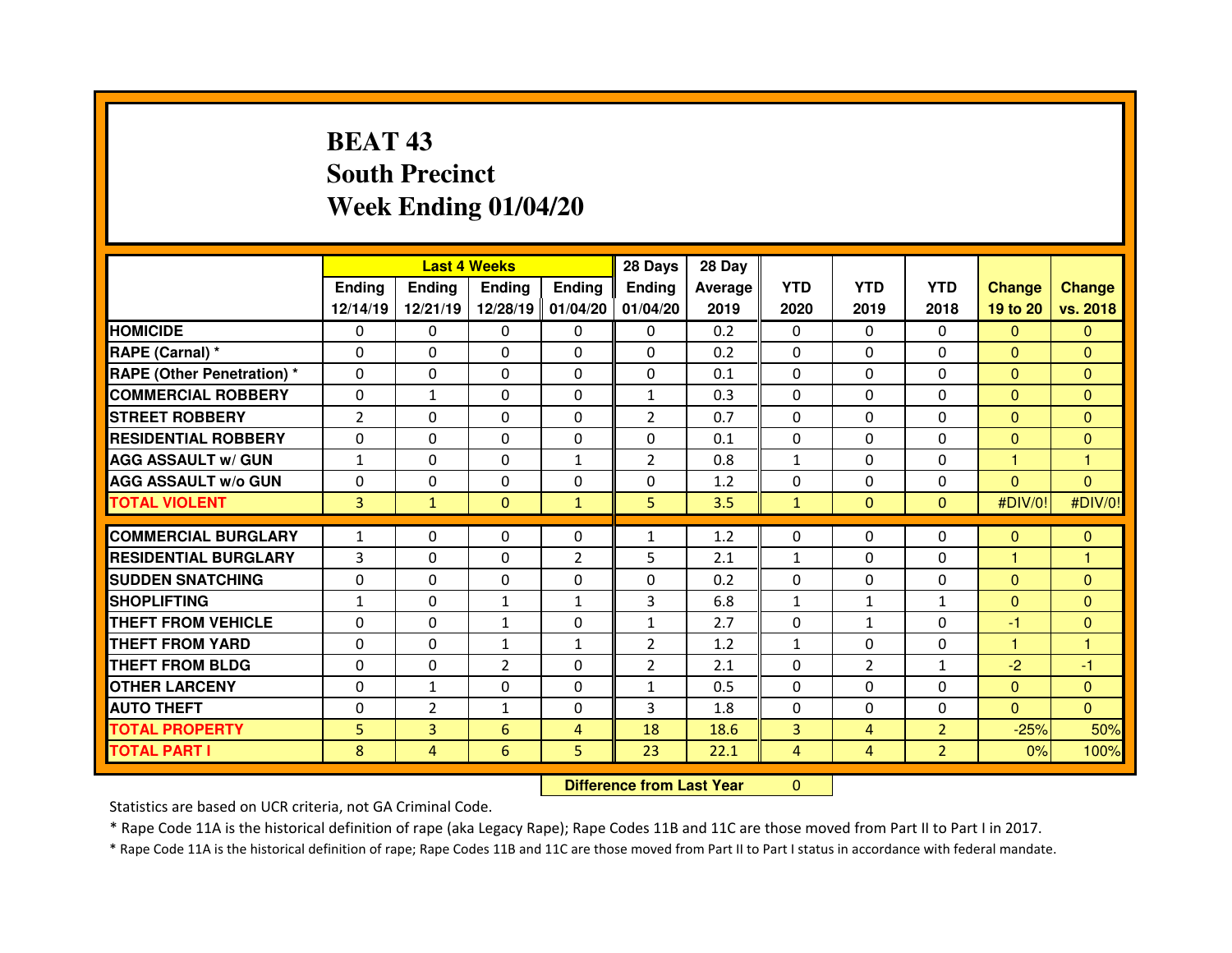# BEAT 43
## South Precinct
## Week Ending 01/04/20

| | Last 4 Weeks | | | | 28 Days | 28 Day | | | | | |
|---|---|---|---|---|---|---|---|---|---|---|---|
| | Ending 12/14/19 | Ending 12/21/19 | Ending 12/28/19 | Ending 01/04/20 | Ending 01/04/20 | Average 2019 | YTD 2020 | YTD 2019 | YTD 2018 | Change 19 to 20 | Change vs. 2018 |
| HOMICIDE | 0 | 0 | 0 | 0 | 0 | 0.2 | 0 | 0 | 0 | 0 | 0 |
| RAPE (Carnal) * | 0 | 0 | 0 | 0 | 0 | 0.2 | 0 | 0 | 0 | 0 | 0 |
| RAPE (Other Penetration) * | 0 | 0 | 0 | 0 | 0 | 0.1 | 0 | 0 | 0 | 0 | 0 |
| COMMERCIAL ROBBERY | 0 | 1 | 0 | 0 | 1 | 0.3 | 0 | 0 | 0 | 0 | 0 |
| STREET ROBBERY | 2 | 0 | 0 | 0 | 2 | 0.7 | 0 | 0 | 0 | 0 | 0 |
| RESIDENTIAL ROBBERY | 0 | 0 | 0 | 0 | 0 | 0.1 | 0 | 0 | 0 | 0 | 0 |
| AGG ASSAULT w/ GUN | 1 | 0 | 0 | 1 | 2 | 0.8 | 1 | 0 | 0 | 1 | 1 |
| AGG ASSAULT w/o GUN | 0 | 0 | 0 | 0 | 0 | 1.2 | 0 | 0 | 0 | 0 | 0 |
| TOTAL VIOLENT | 3 | 1 | 0 | 1 | 5 | 3.5 | 1 | 0 | 0 | #DIV/0! | #DIV/0! |
| COMMERCIAL BURGLARY | 1 | 0 | 0 | 0 | 1 | 1.2 | 0 | 0 | 0 | 0 | 0 |
| RESIDENTIAL BURGLARY | 3 | 0 | 0 | 2 | 5 | 2.1 | 1 | 0 | 0 | 1 | 1 |
| SUDDEN SNATCHING | 0 | 0 | 0 | 0 | 0 | 0.2 | 0 | 0 | 0 | 0 | 0 |
| SHOPLIFTING | 1 | 0 | 1 | 1 | 3 | 6.8 | 1 | 1 | 1 | 0 | 0 |
| THEFT FROM VEHICLE | 0 | 0 | 1 | 0 | 1 | 2.7 | 0 | 1 | 0 | -1 | 0 |
| THEFT FROM YARD | 0 | 0 | 1 | 1 | 2 | 1.2 | 1 | 0 | 0 | 1 | 1 |
| THEFT FROM BLDG | 0 | 0 | 2 | 0 | 2 | 2.1 | 0 | 2 | 1 | -2 | -1 |
| OTHER LARCENY | 0 | 1 | 0 | 0 | 1 | 0.5 | 0 | 0 | 0 | 0 | 0 |
| AUTO THEFT | 0 | 2 | 1 | 0 | 3 | 1.8 | 0 | 0 | 0 | 0 | 0 |
| TOTAL PROPERTY | 5 | 3 | 6 | 4 | 18 | 18.6 | 3 | 4 | 2 | -25% | 50% |
| TOTAL PART I | 8 | 4 | 6 | 5 | 23 | 22.1 | 4 | 4 | 2 | 0% | 100% |

**Difference from Last Year** 0

Statistics are based on UCR criteria, not GA Criminal Code.

* Rape Code 11A is the historical definition of rape (aka Legacy Rape); Rape Codes 11B and 11C are those moved from Part II to Part I in 2017.

* Rape Code 11A is the historical definition of rape; Rape Codes 11B and 11C are those moved from Part II to Part I status in accordance with federal mandate.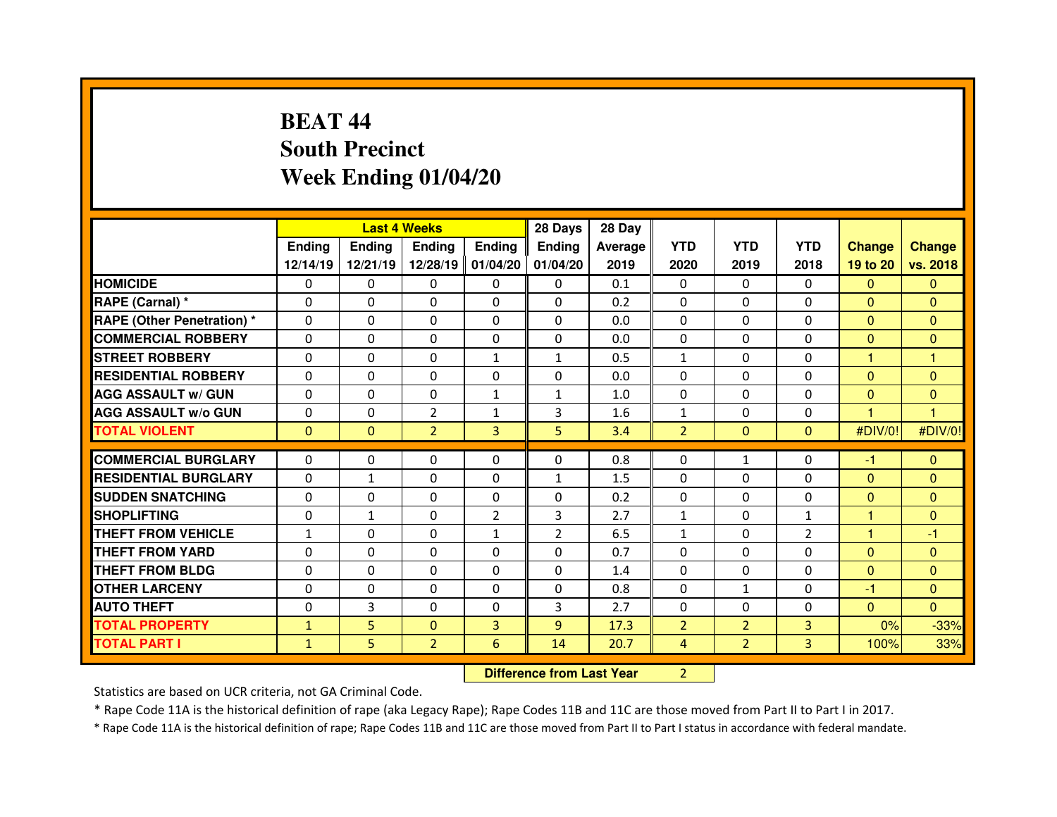# BEAT 44
## South Precinct
## Week Ending 01/04/20

| | Last 4 Weeks | | | | 28 Days | 28 Day | | | | | |
|---|---|---|---|---|---|---|---|---|---|---|---|
| | Ending 12/14/19 | Ending 12/21/19 | Ending 12/28/19 | Ending 01/04/20 | Ending 01/04/20 | Average 2019 | YTD 2020 | YTD 2019 | YTD 2018 | Change 19 to 20 | Change vs. 2018 |
| HOMICIDE | 0 | 0 | 0 | 0 | 0 | 0.1 | 0 | 0 | 0 | 0 | 0 |
| RAPE (Carnal) * | 0 | 0 | 0 | 0 | 0 | 0.2 | 0 | 0 | 0 | 0 | 0 |
| RAPE (Other Penetration) * | 0 | 0 | 0 | 0 | 0 | 0.0 | 0 | 0 | 0 | 0 | 0 |
| COMMERCIAL ROBBERY | 0 | 0 | 0 | 0 | 0 | 0.0 | 0 | 0 | 0 | 0 | 0 |
| STREET ROBBERY | 0 | 0 | 0 | 1 | 1 | 0.5 | 1 | 0 | 0 | 1 | 1 |
| RESIDENTIAL ROBBERY | 0 | 0 | 0 | 0 | 0 | 0.0 | 0 | 0 | 0 | 0 | 0 |
| AGG ASSAULT w/ GUN | 0 | 0 | 0 | 1 | 1 | 1.0 | 0 | 0 | 0 | 0 | 0 |
| AGG ASSAULT w/o GUN | 0 | 0 | 2 | 1 | 3 | 1.6 | 1 | 0 | 0 | 1 | 1 |
| TOTAL VIOLENT | 0 | 0 | 2 | 3 | 5 | 3.4 | 2 | 0 | 0 | #DIV/0! | #DIV/0! |
| COMMERCIAL BURGLARY | 0 | 0 | 0 | 0 | 0 | 0.8 | 0 | 1 | 0 | -1 | 0 |
| RESIDENTIAL BURGLARY | 0 | 1 | 0 | 0 | 1 | 1.5 | 0 | 0 | 0 | 0 | 0 |
| SUDDEN SNATCHING | 0 | 0 | 0 | 0 | 0 | 0.2 | 0 | 0 | 0 | 0 | 0 |
| SHOPLIFTING | 0 | 1 | 0 | 2 | 3 | 2.7 | 1 | 0 | 1 | 1 | 0 |
| THEFT FROM VEHICLE | 1 | 0 | 0 | 1 | 2 | 6.5 | 1 | 0 | 2 | 1 | -1 |
| THEFT FROM YARD | 0 | 0 | 0 | 0 | 0 | 0.7 | 0 | 0 | 0 | 0 | 0 |
| THEFT FROM BLDG | 0 | 0 | 0 | 0 | 0 | 1.4 | 0 | 0 | 0 | 0 | 0 |
| OTHER LARCENY | 0 | 0 | 0 | 0 | 0 | 0.8 | 0 | 1 | 0 | -1 | 0 |
| AUTO THEFT | 0 | 3 | 0 | 0 | 3 | 2.7 | 0 | 0 | 0 | 0 | 0 |
| TOTAL PROPERTY | 1 | 5 | 0 | 3 | 9 | 17.3 | 2 | 2 | 3 | 0% | -33% |
| TOTAL PART I | 1 | 5 | 2 | 6 | 14 | 20.7 | 4 | 2 | 3 | 100% | 33% |

**Difference from Last Year** 2

Statistics are based on UCR criteria, not GA Criminal Code.

* Rape Code 11A is the historical definition of rape (aka Legacy Rape); Rape Codes 11B and 11C are those moved from Part II to Part I in 2017.

* Rape Code 11A is the historical definition of rape; Rape Codes 11B and 11C are those moved from Part II to Part I status in accordance with federal mandate.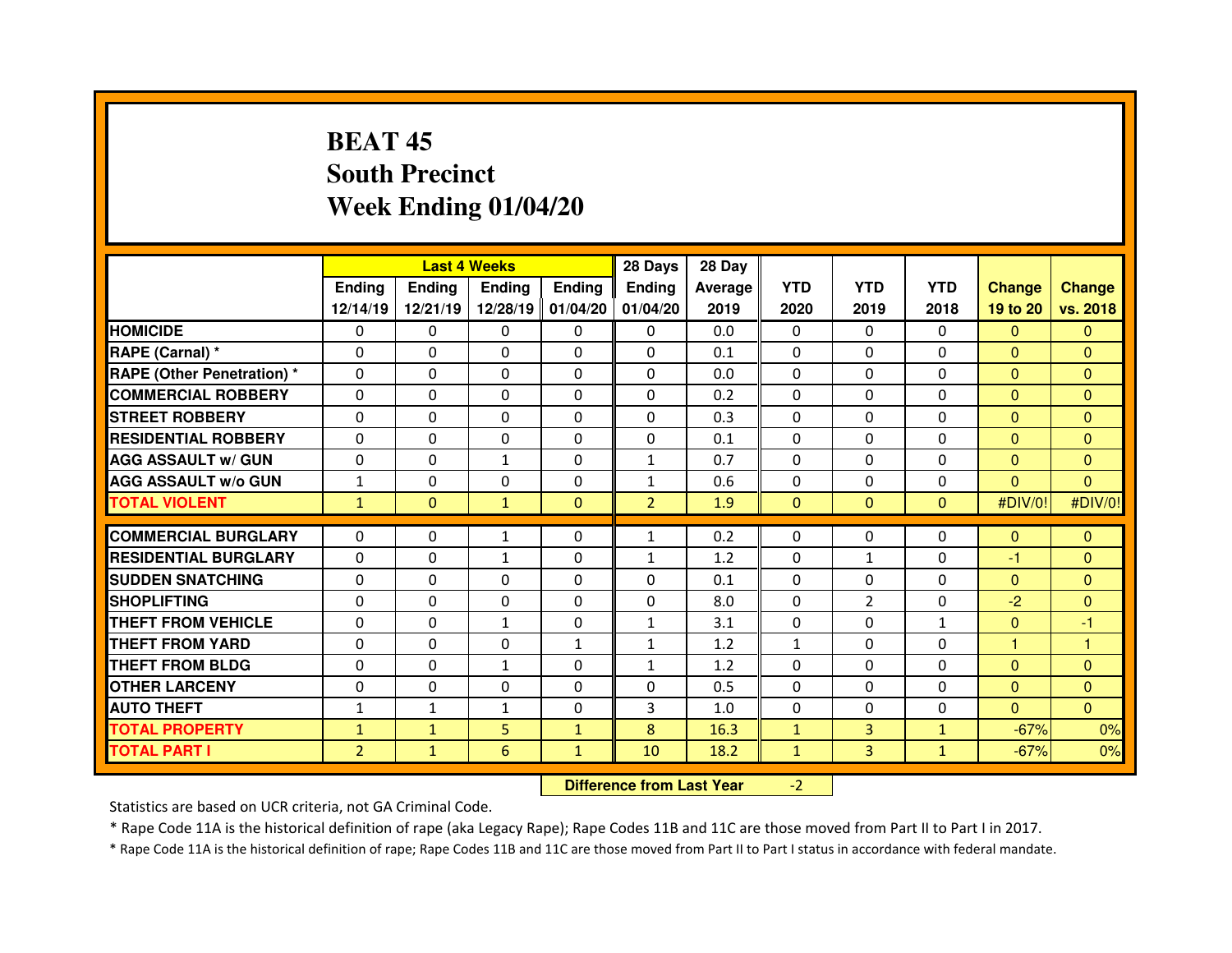# BEAT 45
## South Precinct
## Week Ending 01/04/20

| | Last 4 Weeks | | | | 28 Days | 28 Day | | | | | |
|---|---|---|---|---|---|---|---|---|---|---|---|
| | Ending 12/14/19 | Ending 12/21/19 | Ending 12/28/19 | Ending 01/04/20 | Ending 01/04/20 | Average 2019 | YTD 2020 | YTD 2019 | YTD 2018 | Change 19 to 20 | Change vs. 2018 |
| HOMICIDE | 0 | 0 | 0 | 0 | 0 | 0.0 | 0 | 0 | 0 | 0 | 0 |
| RAPE (Carnal) * | 0 | 0 | 0 | 0 | 0 | 0.1 | 0 | 0 | 0 | 0 | 0 |
| RAPE (Other Penetration) * | 0 | 0 | 0 | 0 | 0 | 0.0 | 0 | 0 | 0 | 0 | 0 |
| COMMERCIAL ROBBERY | 0 | 0 | 0 | 0 | 0 | 0.2 | 0 | 0 | 0 | 0 | 0 |
| STREET ROBBERY | 0 | 0 | 0 | 0 | 0 | 0.3 | 0 | 0 | 0 | 0 | 0 |
| RESIDENTIAL ROBBERY | 0 | 0 | 0 | 0 | 0 | 0.1 | 0 | 0 | 0 | 0 | 0 |
| AGG ASSAULT w/ GUN | 0 | 0 | 1 | 0 | 1 | 0.7 | 0 | 0 | 0 | 0 | 0 |
| AGG ASSAULT w/o GUN | 1 | 0 | 0 | 0 | 1 | 0.6 | 0 | 0 | 0 | 0 | 0 |
| TOTAL VIOLENT | 1 | 0 | 1 | 0 | 2 | 1.9 | 0 | 0 | 0 | #DIV/0! | #DIV/0! |
| COMMERCIAL BURGLARY | 0 | 0 | 1 | 0 | 1 | 0.2 | 0 | 0 | 0 | 0 | 0 |
| RESIDENTIAL BURGLARY | 0 | 0 | 1 | 0 | 1 | 1.2 | 0 | 1 | 0 | -1 | 0 |
| SUDDEN SNATCHING | 0 | 0 | 0 | 0 | 0 | 0.1 | 0 | 0 | 0 | 0 | 0 |
| SHOPLIFTING | 0 | 0 | 0 | 0 | 0 | 8.0 | 0 | 2 | 0 | -2 | 0 |
| THEFT FROM VEHICLE | 0 | 0 | 1 | 0 | 1 | 3.1 | 0 | 0 | 1 | 0 | -1 |
| THEFT FROM YARD | 0 | 0 | 0 | 1 | 1 | 1.2 | 1 | 0 | 0 | 1 | 1 |
| THEFT FROM BLDG | 0 | 0 | 1 | 0 | 1 | 1.2 | 0 | 0 | 0 | 0 | 0 |
| OTHER LARCENY | 0 | 0 | 0 | 0 | 0 | 0.5 | 0 | 0 | 0 | 0 | 0 |
| AUTO THEFT | 1 | 1 | 1 | 0 | 3 | 1.0 | 0 | 0 | 0 | 0 | 0 |
| TOTAL PROPERTY | 1 | 1 | 5 | 1 | 8 | 16.3 | 1 | 3 | 1 | -67% | 0% |
| TOTAL PART I | 2 | 1 | 6 | 1 | 10 | 18.2 | 1 | 3 | 1 | -67% | 0% |

| Difference from Last Year | -2 |
|---|---|

Statistics are based on UCR criteria, not GA Criminal Code.

* Rape Code 11A is the historical definition of rape (aka Legacy Rape); Rape Codes 11B and 11C are those moved from Part II to Part I in 2017.

* Rape Code 11A is the historical definition of rape; Rape Codes 11B and 11C are those moved from Part II to Part I status in accordance with federal mandate.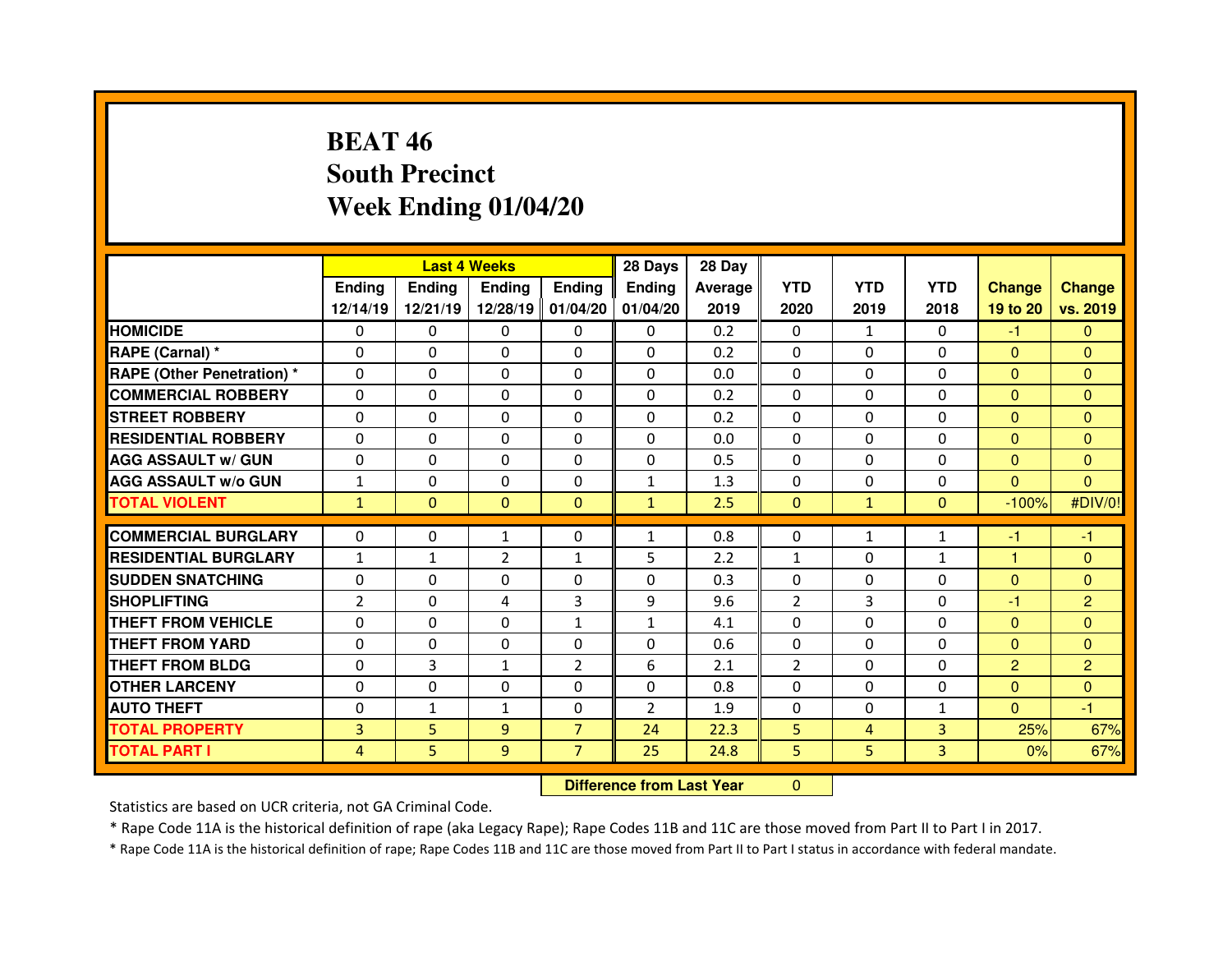# BEAT 46
## South Precinct
## Week Ending 01/04/20

| | Last 4 Weeks | | | | 28 Days | 28 Day | | | | | |
|---|---|---|---|---|---|---|---|---|---|---|---|
| | Ending 12/14/19 | Ending 12/21/19 | Ending 12/28/19 | Ending 01/04/20 | Ending 01/04/20 | Average 2019 | YTD 2020 | YTD 2019 | YTD 2018 | Change 19 to 20 | Change vs. 2019 |
| HOMICIDE | 0 | 0 | 0 | 0 | 0 | 0.2 | 0 | 1 | 0 | -1 | 0 |
| RAPE (Carnal) * | 0 | 0 | 0 | 0 | 0 | 0.2 | 0 | 0 | 0 | 0 | 0 |
| RAPE (Other Penetration) * | 0 | 0 | 0 | 0 | 0 | 0.0 | 0 | 0 | 0 | 0 | 0 |
| COMMERCIAL ROBBERY | 0 | 0 | 0 | 0 | 0 | 0.2 | 0 | 0 | 0 | 0 | 0 |
| STREET ROBBERY | 0 | 0 | 0 | 0 | 0 | 0.2 | 0 | 0 | 0 | 0 | 0 |
| RESIDENTIAL ROBBERY | 0 | 0 | 0 | 0 | 0 | 0.0 | 0 | 0 | 0 | 0 | 0 |
| AGG ASSAULT w/ GUN | 0 | 0 | 0 | 0 | 0 | 0.5 | 0 | 0 | 0 | 0 | 0 |
| AGG ASSAULT w/o GUN | 1 | 0 | 0 | 0 | 1 | 1.3 | 0 | 0 | 0 | 0 | 0 |
| TOTAL VIOLENT | 1 | 0 | 0 | 0 | 1 | 2.5 | 0 | 1 | 0 | -100% | #DIV/0! |
| COMMERCIAL BURGLARY | 0 | 0 | 1 | 0 | 1 | 0.8 | 0 | 1 | 1 | -1 | -1 |
| RESIDENTIAL BURGLARY | 1 | 1 | 2 | 1 | 5 | 2.2 | 1 | 0 | 1 | 1 | 0 |
| SUDDEN SNATCHING | 0 | 0 | 0 | 0 | 0 | 0.3 | 0 | 0 | 0 | 0 | 0 |
| SHOPLIFTING | 2 | 0 | 4 | 3 | 9 | 9.6 | 2 | 3 | 0 | -1 | 2 |
| THEFT FROM VEHICLE | 0 | 0 | 0 | 1 | 1 | 4.1 | 0 | 0 | 0 | 0 | 0 |
| THEFT FROM YARD | 0 | 0 | 0 | 0 | 0 | 0.6 | 0 | 0 | 0 | 0 | 0 |
| THEFT FROM BLDG | 0 | 3 | 1 | 2 | 6 | 2.1 | 2 | 0 | 0 | 2 | 2 |
| OTHER LARCENY | 0 | 0 | 0 | 0 | 0 | 0.8 | 0 | 0 | 0 | 0 | 0 |
| AUTO THEFT | 0 | 1 | 1 | 0 | 2 | 1.9 | 0 | 0 | 1 | 0 | -1 |
| TOTAL PROPERTY | 3 | 5 | 9 | 7 | 24 | 22.3 | 5 | 4 | 3 | 25% | 67% |
| TOTAL PART I | 4 | 5 | 9 | 7 | 25 | 24.8 | 5 | 5 | 3 | 0% | 67% |

| Difference from Last Year | 0 |
|---|---|

Statistics are based on UCR criteria, not GA Criminal Code.

* Rape Code 11A is the historical definition of rape (aka Legacy Rape); Rape Codes 11B and 11C are those moved from Part II to Part I in 2017.

* Rape Code 11A is the historical definition of rape; Rape Codes 11B and 11C are those moved from Part II to Part I status in accordance with federal mandate.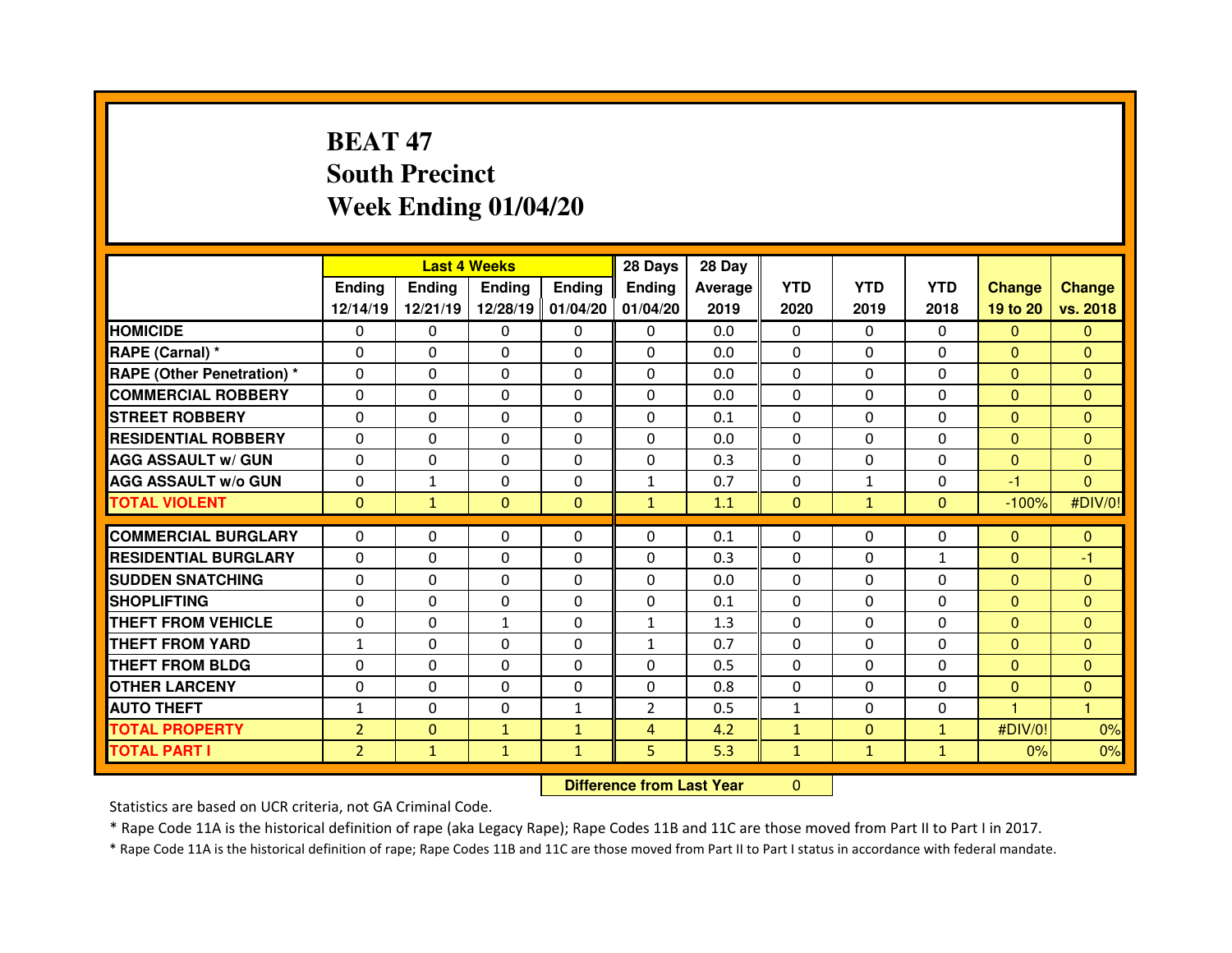# BEAT 47
## South Precinct
## Week Ending 01/04/20

| | Last 4 Weeks | | | | 28 Days | 28 Day | | | | | |
|---|---|---|---|---|---|---|---|---|---|---|---|
| | Ending 12/14/19 | Ending 12/21/19 | Ending 12/28/19 | Ending 01/04/20 | Ending 01/04/20 | Average 2019 | YTD 2020 | YTD 2019 | YTD 2018 | Change 19 to 20 | Change vs. 2018 |
| HOMICIDE | 0 | 0 | 0 | 0 | 0 | 0.0 | 0 | 0 | 0 | 0 | 0 |
| RAPE (Carnal) * | 0 | 0 | 0 | 0 | 0 | 0.0 | 0 | 0 | 0 | 0 | 0 |
| RAPE (Other Penetration) * | 0 | 0 | 0 | 0 | 0 | 0.0 | 0 | 0 | 0 | 0 | 0 |
| COMMERCIAL ROBBERY | 0 | 0 | 0 | 0 | 0 | 0.0 | 0 | 0 | 0 | 0 | 0 |
| STREET ROBBERY | 0 | 0 | 0 | 0 | 0 | 0.1 | 0 | 0 | 0 | 0 | 0 |
| RESIDENTIAL ROBBERY | 0 | 0 | 0 | 0 | 0 | 0.0 | 0 | 0 | 0 | 0 | 0 |
| AGG ASSAULT w/ GUN | 0 | 0 | 0 | 0 | 0 | 0.3 | 0 | 0 | 0 | 0 | 0 |
| AGG ASSAULT w/o GUN | 0 | 1 | 0 | 0 | 1 | 0.7 | 0 | 1 | 0 | -1 | 0 |
| TOTAL VIOLENT | 0 | 1 | 0 | 0 | 1 | 1.1 | 0 | 1 | 0 | -100% | #DIV/0! |
| COMMERCIAL BURGLARY | 0 | 0 | 0 | 0 | 0 | 0.1 | 0 | 0 | 0 | 0 | 0 |
| RESIDENTIAL BURGLARY | 0 | 0 | 0 | 0 | 0 | 0.3 | 0 | 0 | 1 | 0 | -1 |
| SUDDEN SNATCHING | 0 | 0 | 0 | 0 | 0 | 0.0 | 0 | 0 | 0 | 0 | 0 |
| SHOPLIFTING | 0 | 0 | 0 | 0 | 0 | 0.1 | 0 | 0 | 0 | 0 | 0 |
| THEFT FROM VEHICLE | 0 | 0 | 1 | 0 | 1 | 1.3 | 0 | 0 | 0 | 0 | 0 |
| THEFT FROM YARD | 1 | 0 | 0 | 0 | 1 | 0.7 | 0 | 0 | 0 | 0 | 0 |
| THEFT FROM BLDG | 0 | 0 | 0 | 0 | 0 | 0.5 | 0 | 0 | 0 | 0 | 0 |
| OTHER LARCENY | 0 | 0 | 0 | 0 | 0 | 0.8 | 0 | 0 | 0 | 0 | 0 |
| AUTO THEFT | 1 | 0 | 0 | 1 | 2 | 0.5 | 1 | 0 | 0 | 1 | 1 |
| TOTAL PROPERTY | 2 | 0 | 1 | 1 | 4 | 4.2 | 1 | 0 | 1 | #DIV/0! | 0% |
| TOTAL PART I | 2 | 1 | 1 | 1 | 5 | 5.3 | 1 | 1 | 1 | 0% | 0% |

| Difference from Last Year | 0 |
|---|---|

Statistics are based on UCR criteria, not GA Criminal Code.

* Rape Code 11A is the historical definition of rape (aka Legacy Rape); Rape Codes 11B and 11C are those moved from Part II to Part I in 2017.

* Rape Code 11A is the historical definition of rape; Rape Codes 11B and 11C are those moved from Part II to Part I status in accordance with federal mandate.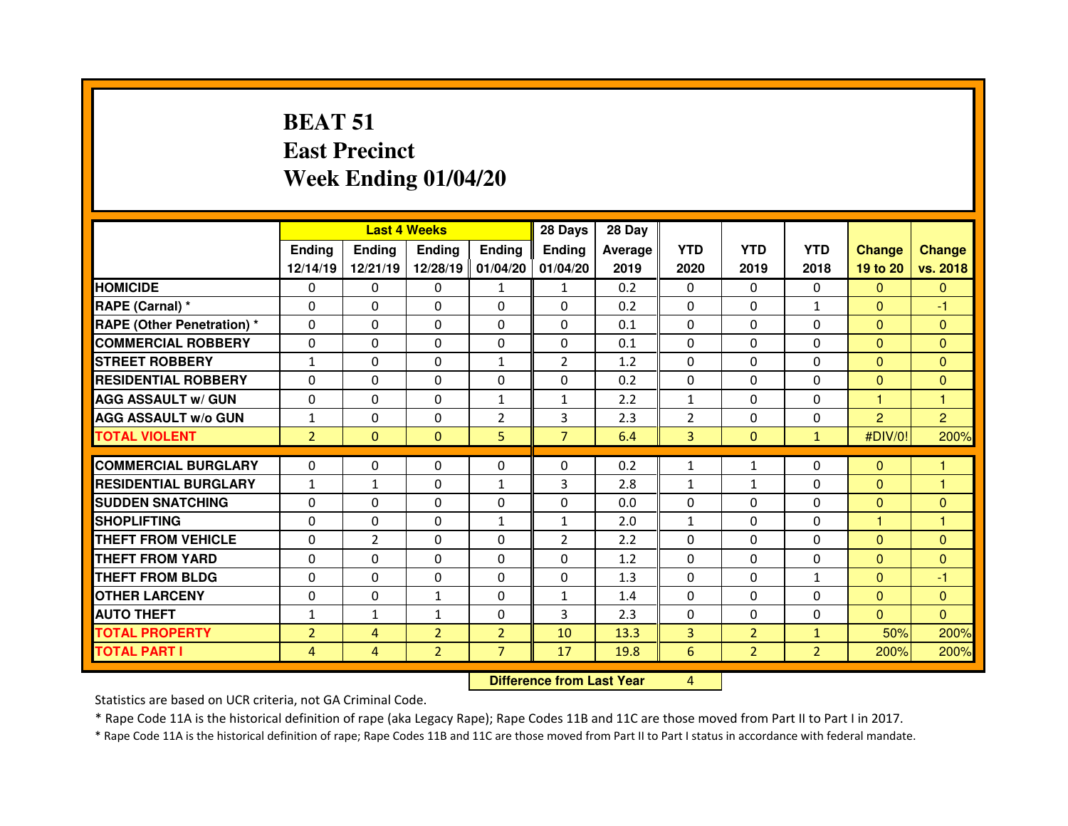# BEAT 51
# East Precinct
# Week Ending 01/04/20

| | Last 4 Weeks | | | | 28 Days | 28 Day | | | | | |
|---|---|---|---|---|---|---|---|---|---|---|---|
| | Ending 12/14/19 | Ending 12/21/19 | Ending 12/28/19 | Ending 01/04/20 | Ending 01/04/20 | Average 2019 | YTD 2020 | YTD 2019 | YTD 2018 | Change 19 to 20 | Change vs. 2018 |
| HOMICIDE | 0 | 0 | 0 | 1 | 1 | 0.2 | 0 | 0 | 0 | 0 | 0 |
| RAPE (Carnal) * | 0 | 0 | 0 | 0 | 0 | 0.2 | 0 | 0 | 1 | 0 | -1 |
| RAPE (Other Penetration) * | 0 | 0 | 0 | 0 | 0 | 0.1 | 0 | 0 | 0 | 0 | 0 |
| COMMERCIAL ROBBERY | 0 | 0 | 0 | 0 | 0 | 0.1 | 0 | 0 | 0 | 0 | 0 |
| STREET ROBBERY | 1 | 0 | 0 | 1 | 2 | 1.2 | 0 | 0 | 0 | 0 | 0 |
| RESIDENTIAL ROBBERY | 0 | 0 | 0 | 0 | 0 | 0.2 | 0 | 0 | 0 | 0 | 0 |
| AGG ASSAULT w/ GUN | 0 | 0 | 0 | 1 | 1 | 2.2 | 1 | 0 | 0 | 1 | 1 |
| AGG ASSAULT w/o GUN | 1 | 0 | 0 | 2 | 3 | 2.3 | 2 | 0 | 0 | 2 | 2 |
| TOTAL VIOLENT | 2 | 0 | 0 | 5 | 7 | 6.4 | 3 | 0 | 1 | #DIV/0! | 200% |
| COMMERCIAL BURGLARY | 0 | 0 | 0 | 0 | 0 | 0.2 | 1 | 1 | 0 | 0 | 1 |
| RESIDENTIAL BURGLARY | 1 | 1 | 0 | 1 | 3 | 2.8 | 1 | 1 | 0 | 0 | 1 |
| SUDDEN SNATCHING | 0 | 0 | 0 | 0 | 0 | 0.0 | 0 | 0 | 0 | 0 | 0 |
| SHOPLIFTING | 0 | 0 | 0 | 1 | 1 | 2.0 | 1 | 0 | 0 | 1 | 1 |
| THEFT FROM VEHICLE | 0 | 2 | 0 | 0 | 2 | 2.2 | 0 | 0 | 0 | 0 | 0 |
| THEFT FROM YARD | 0 | 0 | 0 | 0 | 0 | 1.2 | 0 | 0 | 0 | 0 | 0 |
| THEFT FROM BLDG | 0 | 0 | 0 | 0 | 0 | 1.3 | 0 | 0 | 1 | 0 | -1 |
| OTHER LARCENY | 0 | 0 | 1 | 0 | 1 | 1.4 | 0 | 0 | 0 | 0 | 0 |
| AUTO THEFT | 1 | 1 | 1 | 0 | 3 | 2.3 | 0 | 0 | 0 | 0 | 0 |
| TOTAL PROPERTY | 2 | 4 | 2 | 2 | 10 | 13.3 | 3 | 2 | 1 | 50% | 200% |
| TOTAL PART I | 4 | 4 | 2 | 7 | 17 | 19.8 | 6 | 2 | 2 | 200% | 200% |

**Difference from Last Year** 4

Statistics are based on UCR criteria, not GA Criminal Code.

* Rape Code 11A is the historical definition of rape (aka Legacy Rape); Rape Codes 11B and 11C are those moved from Part II to Part I in 2017.

* Rape Code 11A is the historical definition of rape; Rape Codes 11B and 11C are those moved from Part II to Part I status in accordance with federal mandate.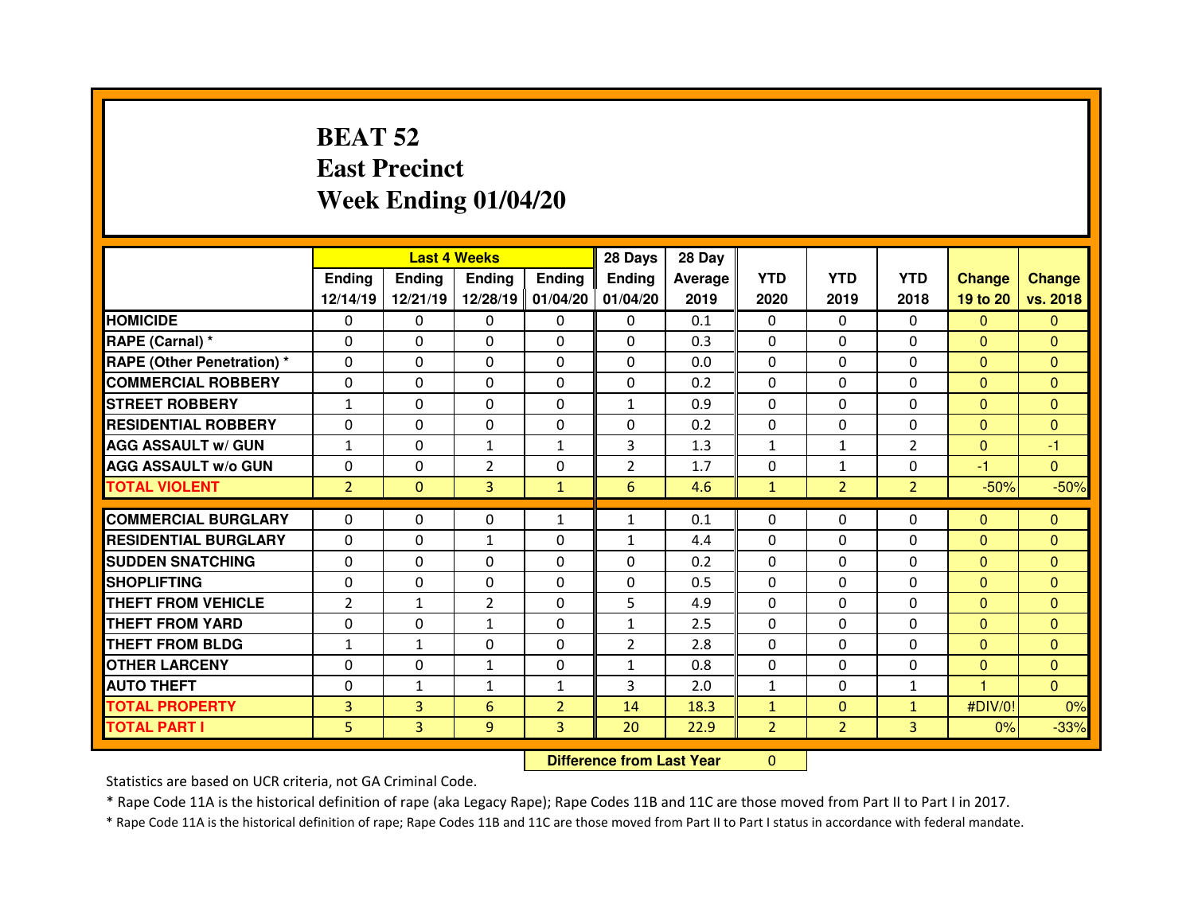# BEAT 52
## East Precinct
## Week Ending 01/04/20

| | Last 4 Weeks | | | | 28 Days | 28 Day | | | | | |
|---|---|---|---|---|---|---|---|---|---|---|---|
| | Ending 12/14/19 | Ending 12/21/19 | Ending 12/28/19 | Ending 01/04/20 | Ending 01/04/20 | Average 2019 | YTD 2020 | YTD 2019 | YTD 2018 | Change 19 to 20 | Change vs. 2018 |
| HOMICIDE | 0 | 0 | 0 | 0 | 0 | 0.1 | 0 | 0 | 0 | 0 | 0 |
| RAPE (Carnal) * | 0 | 0 | 0 | 0 | 0 | 0.3 | 0 | 0 | 0 | 0 | 0 |
| RAPE (Other Penetration) * | 0 | 0 | 0 | 0 | 0 | 0.0 | 0 | 0 | 0 | 0 | 0 |
| COMMERCIAL ROBBERY | 0 | 0 | 0 | 0 | 0 | 0.2 | 0 | 0 | 0 | 0 | 0 |
| STREET ROBBERY | 1 | 0 | 0 | 0 | 1 | 0.9 | 0 | 0 | 0 | 0 | 0 |
| RESIDENTIAL ROBBERY | 0 | 0 | 0 | 0 | 0 | 0.2 | 0 | 0 | 0 | 0 | 0 |
| AGG ASSAULT w/ GUN | 1 | 0 | 1 | 1 | 3 | 1.3 | 1 | 1 | 2 | 0 | -1 |
| AGG ASSAULT w/o GUN | 0 | 0 | 2 | 0 | 2 | 1.7 | 0 | 1 | 0 | -1 | 0 |
| TOTAL VIOLENT | 2 | 0 | 3 | 1 | 6 | 4.6 | 1 | 2 | 2 | -50% | -50% |
| COMMERCIAL BURGLARY | 0 | 0 | 0 | 1 | 1 | 0.1 | 0 | 0 | 0 | 0 | 0 |
| RESIDENTIAL BURGLARY | 0 | 0 | 1 | 0 | 1 | 4.4 | 0 | 0 | 0 | 0 | 0 |
| SUDDEN SNATCHING | 0 | 0 | 0 | 0 | 0 | 0.2 | 0 | 0 | 0 | 0 | 0 |
| SHOPLIFTING | 0 | 0 | 0 | 0 | 0 | 0.5 | 0 | 0 | 0 | 0 | 0 |
| THEFT FROM VEHICLE | 2 | 1 | 2 | 0 | 5 | 4.9 | 0 | 0 | 0 | 0 | 0 |
| THEFT FROM YARD | 0 | 0 | 1 | 0 | 1 | 2.5 | 0 | 0 | 0 | 0 | 0 |
| THEFT FROM BLDG | 1 | 1 | 0 | 0 | 2 | 2.8 | 0 | 0 | 0 | 0 | 0 |
| OTHER LARCENY | 0 | 0 | 1 | 0 | 1 | 0.8 | 0 | 0 | 0 | 0 | 0 |
| AUTO THEFT | 0 | 1 | 1 | 1 | 3 | 2.0 | 1 | 0 | 1 | 1 | 0 |
| TOTAL PROPERTY | 3 | 3 | 6 | 2 | 14 | 18.3 | 1 | 0 | 1 | #DIV/0! | 0% |
| TOTAL PART I | 5 | 3 | 9 | 3 | 20 | 22.9 | 2 | 2 | 3 | 0% | -33% |

| Difference from Last Year | 0 |
|---|---|

Statistics are based on UCR criteria, not GA Criminal Code.

* Rape Code 11A is the historical definition of rape (aka Legacy Rape); Rape Codes 11B and 11C are those moved from Part II to Part I in 2017.

* Rape Code 11A is the historical definition of rape; Rape Codes 11B and 11C are those moved from Part II to Part I status in accordance with federal mandate.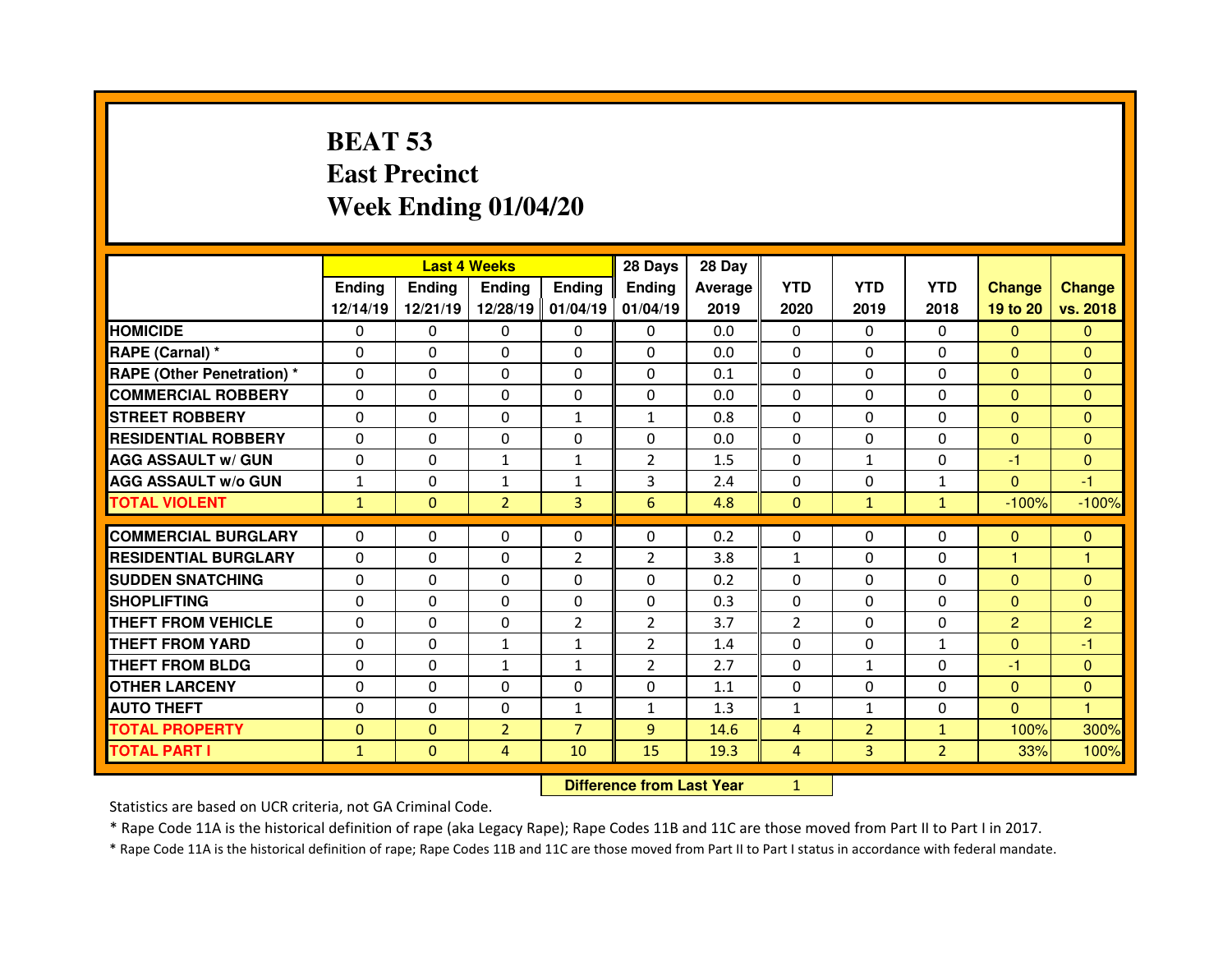# BEAT 53
# East Precinct
# Week Ending 01/04/20

| | Last 4 Weeks | | | | 28 Days | 28 Day | YTD | YTD | YTD | Change | Change |
|---|---|---|---|---|---|---|---|---|---|---|---|
| | Ending 12/14/19 | Ending 12/21/19 | Ending 12/28/19 | Ending 01/04/19 | Ending 01/04/19 | Average 2019 | 2020 | 2019 | 2018 | 19 to 20 | vs. 2018 |
| HOMICIDE | 0 | 0 | 0 | 0 | 0 | 0.0 | 0 | 0 | 0 | 0 | 0 |
| RAPE (Carnal) * | 0 | 0 | 0 | 0 | 0 | 0.0 | 0 | 0 | 0 | 0 | 0 |
| RAPE (Other Penetration) * | 0 | 0 | 0 | 0 | 0 | 0.1 | 0 | 0 | 0 | 0 | 0 |
| COMMERCIAL ROBBERY | 0 | 0 | 0 | 0 | 0 | 0.0 | 0 | 0 | 0 | 0 | 0 |
| STREET ROBBERY | 0 | 0 | 0 | 1 | 1 | 0.8 | 0 | 0 | 0 | 0 | 0 |
| RESIDENTIAL ROBBERY | 0 | 0 | 0 | 0 | 0 | 0.0 | 0 | 0 | 0 | 0 | 0 |
| AGG ASSAULT w/ GUN | 0 | 0 | 1 | 1 | 2 | 1.5 | 0 | 1 | 0 | -1 | 0 |
| AGG ASSAULT w/o GUN | 1 | 0 | 1 | 1 | 3 | 2.4 | 0 | 0 | 1 | 0 | -1 |
| TOTAL VIOLENT | 1 | 0 | 2 | 3 | 6 | 4.8 | 0 | 1 | 1 | -100% | -100% |
| COMMERCIAL BURGLARY | 0 | 0 | 0 | 0 | 0 | 0.2 | 0 | 0 | 0 | 0 | 0 |
| RESIDENTIAL BURGLARY | 0 | 0 | 0 | 2 | 2 | 3.8 | 1 | 0 | 0 | 1 | 1 |
| SUDDEN SNATCHING | 0 | 0 | 0 | 0 | 0 | 0.2 | 0 | 0 | 0 | 0 | 0 |
| SHOPLIFTING | 0 | 0 | 0 | 0 | 0 | 0.3 | 0 | 0 | 0 | 0 | 0 |
| THEFT FROM VEHICLE | 0 | 0 | 0 | 2 | 2 | 3.7 | 2 | 0 | 0 | 2 | 2 |
| THEFT FROM YARD | 0 | 0 | 1 | 1 | 2 | 1.4 | 0 | 0 | 1 | 0 | -1 |
| THEFT FROM BLDG | 0 | 0 | 1 | 1 | 2 | 2.7 | 0 | 1 | 0 | -1 | 0 |
| OTHER LARCENY | 0 | 0 | 0 | 0 | 0 | 1.1 | 0 | 0 | 0 | 0 | 0 |
| AUTO THEFT | 0 | 0 | 0 | 1 | 1 | 1.3 | 1 | 1 | 0 | 0 | 1 |
| TOTAL PROPERTY | 0 | 0 | 2 | 7 | 9 | 14.6 | 4 | 2 | 1 | 100% | 300% |
| TOTAL PART I | 1 | 0 | 4 | 10 | 15 | 19.3 | 4 | 3 | 2 | 33% | 100% |

**Difference from Last Year** 1

Statistics are based on UCR criteria, not GA Criminal Code.

* Rape Code 11A is the historical definition of rape (aka Legacy Rape); Rape Codes 11B and 11C are those moved from Part II to Part I in 2017.

* Rape Code 11A is the historical definition of rape; Rape Codes 11B and 11C are those moved from Part II to Part I status in accordance with federal mandate.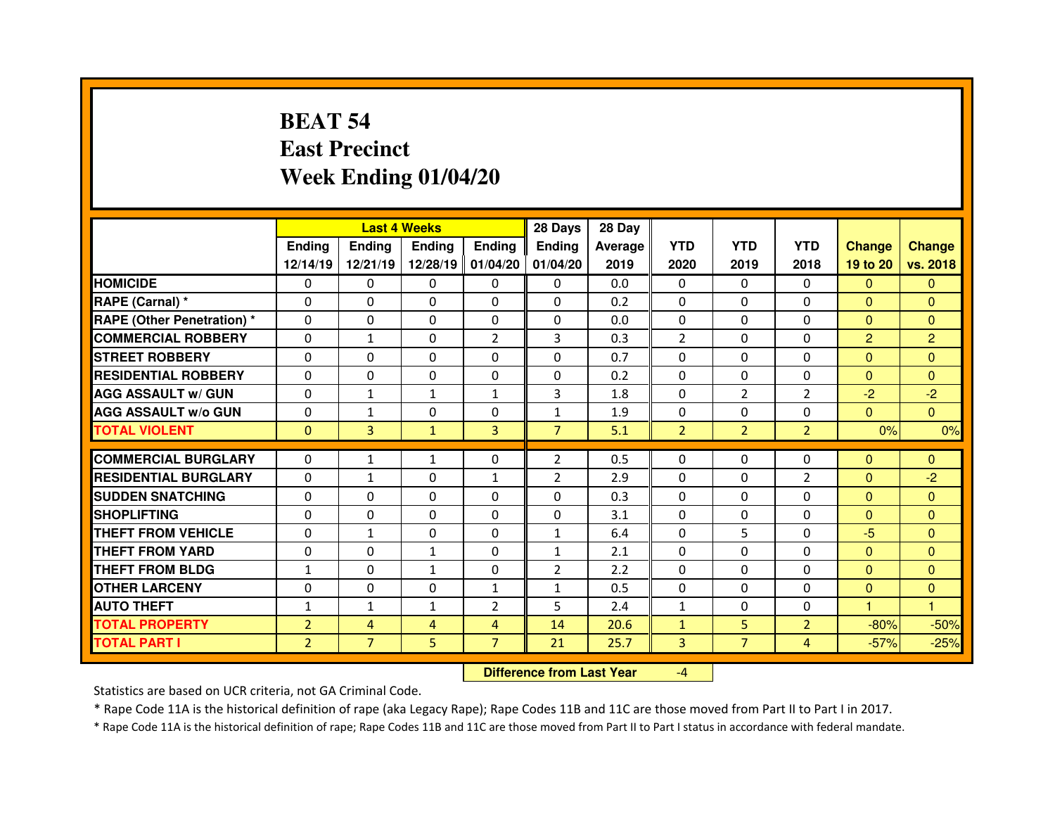# BEAT 54
# East Precinct
# Week Ending 01/04/20

| | Last 4 Weeks | | | | 28 Days | 28 Day | | | | | |
|---|---|---|---|---|---|---|---|---|---|---|---|
| | Ending 12/14/19 | Ending 12/21/19 | Ending 12/28/19 | Ending 01/04/20 | Ending 01/04/20 | Average 2019 | YTD 2020 | YTD 2019 | YTD 2018 | Change 19 to 20 | Change vs. 2018 |
| HOMICIDE | 0 | 0 | 0 | 0 | 0 | 0.0 | 0 | 0 | 0 | 0 | 0 |
| RAPE (Carnal) * | 0 | 0 | 0 | 0 | 0 | 0.2 | 0 | 0 | 0 | 0 | 0 |
| RAPE (Other Penetration) * | 0 | 0 | 0 | 0 | 0 | 0.0 | 0 | 0 | 0 | 0 | 0 |
| COMMERCIAL ROBBERY | 0 | 1 | 0 | 2 | 3 | 0.3 | 2 | 0 | 0 | 2 | 2 |
| STREET ROBBERY | 0 | 0 | 0 | 0 | 0 | 0.7 | 0 | 0 | 0 | 0 | 0 |
| RESIDENTIAL ROBBERY | 0 | 0 | 0 | 0 | 0 | 0.2 | 0 | 0 | 0 | 0 | 0 |
| AGG ASSAULT w/ GUN | 0 | 1 | 1 | 1 | 3 | 1.8 | 0 | 2 | 2 | -2 | -2 |
| AGG ASSAULT w/o GUN | 0 | 1 | 0 | 0 | 1 | 1.9 | 0 | 0 | 0 | 0 | 0 |
| TOTAL VIOLENT | 0 | 3 | 1 | 3 | 7 | 5.1 | 2 | 2 | 2 | 0% | 0% |
| COMMERCIAL BURGLARY | 0 | 1 | 1 | 0 | 2 | 0.5 | 0 | 0 | 0 | 0 | 0 |
| RESIDENTIAL BURGLARY | 0 | 1 | 0 | 1 | 2 | 2.9 | 0 | 0 | 2 | 0 | -2 |
| SUDDEN SNATCHING | 0 | 0 | 0 | 0 | 0 | 0.3 | 0 | 0 | 0 | 0 | 0 |
| SHOPLIFTING | 0 | 0 | 0 | 0 | 0 | 3.1 | 0 | 0 | 0 | 0 | 0 |
| THEFT FROM VEHICLE | 0 | 1 | 0 | 0 | 1 | 6.4 | 0 | 5 | 0 | -5 | 0 |
| THEFT FROM YARD | 0 | 0 | 1 | 0 | 1 | 2.1 | 0 | 0 | 0 | 0 | 0 |
| THEFT FROM BLDG | 1 | 0 | 1 | 0 | 2 | 2.2 | 0 | 0 | 0 | 0 | 0 |
| OTHER LARCENY | 0 | 0 | 0 | 1 | 1 | 0.5 | 0 | 0 | 0 | 0 | 0 |
| AUTO THEFT | 1 | 1 | 1 | 2 | 5 | 2.4 | 1 | 0 | 0 | 1 | 1 |
| TOTAL PROPERTY | 2 | 4 | 4 | 4 | 14 | 20.6 | 1 | 5 | 2 | -80% | -50% |
| TOTAL PART I | 2 | 7 | 5 | 7 | 21 | 25.7 | 3 | 7 | 4 | -57% | -25% |

| Difference from Last Year | -4 |
|---|---|

Statistics are based on UCR criteria, not GA Criminal Code.

* Rape Code 11A is the historical definition of rape (aka Legacy Rape); Rape Codes 11B and 11C are those moved from Part II to Part I in 2017.

* Rape Code 11A is the historical definition of rape; Rape Codes 11B and 11C are those moved from Part II to Part I status in accordance with federal mandate.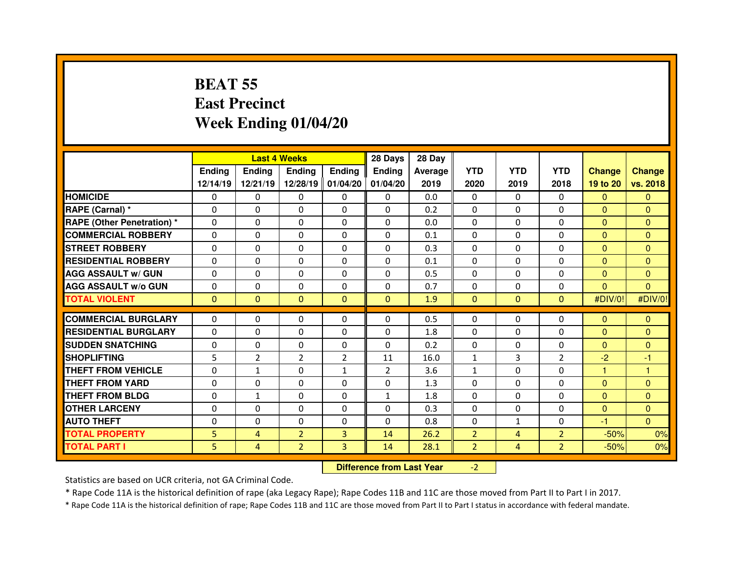# BEAT 55
# East Precinct
# Week Ending 01/04/20

| | Last 4 Weeks | | | | 28 Days | 28 Day | | | | | |
|---|---|---|---|---|---|---|---|---|---|---|---|
| | Ending 12/14/19 | Ending 12/21/19 | Ending 12/28/19 | Ending 01/04/20 | Ending 01/04/20 | Average 2019 | YTD 2020 | YTD 2019 | YTD 2018 | Change 19 to 20 | Change vs. 2018 |
| HOMICIDE | 0 | 0 | 0 | 0 | 0 | 0.0 | 0 | 0 | 0 | 0 | 0 |
| RAPE (Carnal) * | 0 | 0 | 0 | 0 | 0 | 0.2 | 0 | 0 | 0 | 0 | 0 |
| RAPE (Other Penetration) * | 0 | 0 | 0 | 0 | 0 | 0.0 | 0 | 0 | 0 | 0 | 0 |
| COMMERCIAL ROBBERY | 0 | 0 | 0 | 0 | 0 | 0.1 | 0 | 0 | 0 | 0 | 0 |
| STREET ROBBERY | 0 | 0 | 0 | 0 | 0 | 0.3 | 0 | 0 | 0 | 0 | 0 |
| RESIDENTIAL ROBBERY | 0 | 0 | 0 | 0 | 0 | 0.1 | 0 | 0 | 0 | 0 | 0 |
| AGG ASSAULT w/ GUN | 0 | 0 | 0 | 0 | 0 | 0.5 | 0 | 0 | 0 | 0 | 0 |
| AGG ASSAULT w/o GUN | 0 | 0 | 0 | 0 | 0 | 0.7 | 0 | 0 | 0 | 0 | 0 |
| TOTAL VIOLENT | 0 | 0 | 0 | 0 | 0 | 1.9 | 0 | 0 | 0 | #DIV/0! | #DIV/0! |
| COMMERCIAL BURGLARY | 0 | 0 | 0 | 0 | 0 | 0.5 | 0 | 0 | 0 | 0 | 0 |
| RESIDENTIAL BURGLARY | 0 | 0 | 0 | 0 | 0 | 1.8 | 0 | 0 | 0 | 0 | 0 |
| SUDDEN SNATCHING | 0 | 0 | 0 | 0 | 0 | 0.2 | 0 | 0 | 0 | 0 | 0 |
| SHOPLIFTING | 5 | 2 | 2 | 2 | 11 | 16.0 | 1 | 3 | 2 | -2 | -1 |
| THEFT FROM VEHICLE | 0 | 1 | 0 | 1 | 2 | 3.6 | 1 | 0 | 0 | 1 | 1 |
| THEFT FROM YARD | 0 | 0 | 0 | 0 | 0 | 1.3 | 0 | 0 | 0 | 0 | 0 |
| THEFT FROM BLDG | 0 | 1 | 0 | 0 | 1 | 1.8 | 0 | 0 | 0 | 0 | 0 |
| OTHER LARCENY | 0 | 0 | 0 | 0 | 0 | 0.3 | 0 | 0 | 0 | 0 | 0 |
| AUTO THEFT | 0 | 0 | 0 | 0 | 0 | 0.8 | 0 | 1 | 0 | -1 | 0 |
| TOTAL PROPERTY | 5 | 4 | 2 | 3 | 14 | 26.2 | 2 | 4 | 2 | -50% | 0% |
| TOTAL PART I | 5 | 4 | 2 | 3 | 14 | 28.1 | 2 | 4 | 2 | -50% | 0% |

**Difference from Last Year** -2

Statistics are based on UCR criteria, not GA Criminal Code.

* Rape Code 11A is the historical definition of rape (aka Legacy Rape); Rape Codes 11B and 11C are those moved from Part II to Part I in 2017.

* Rape Code 11A is the historical definition of rape; Rape Codes 11B and 11C are those moved from Part II to Part I status in accordance with federal mandate.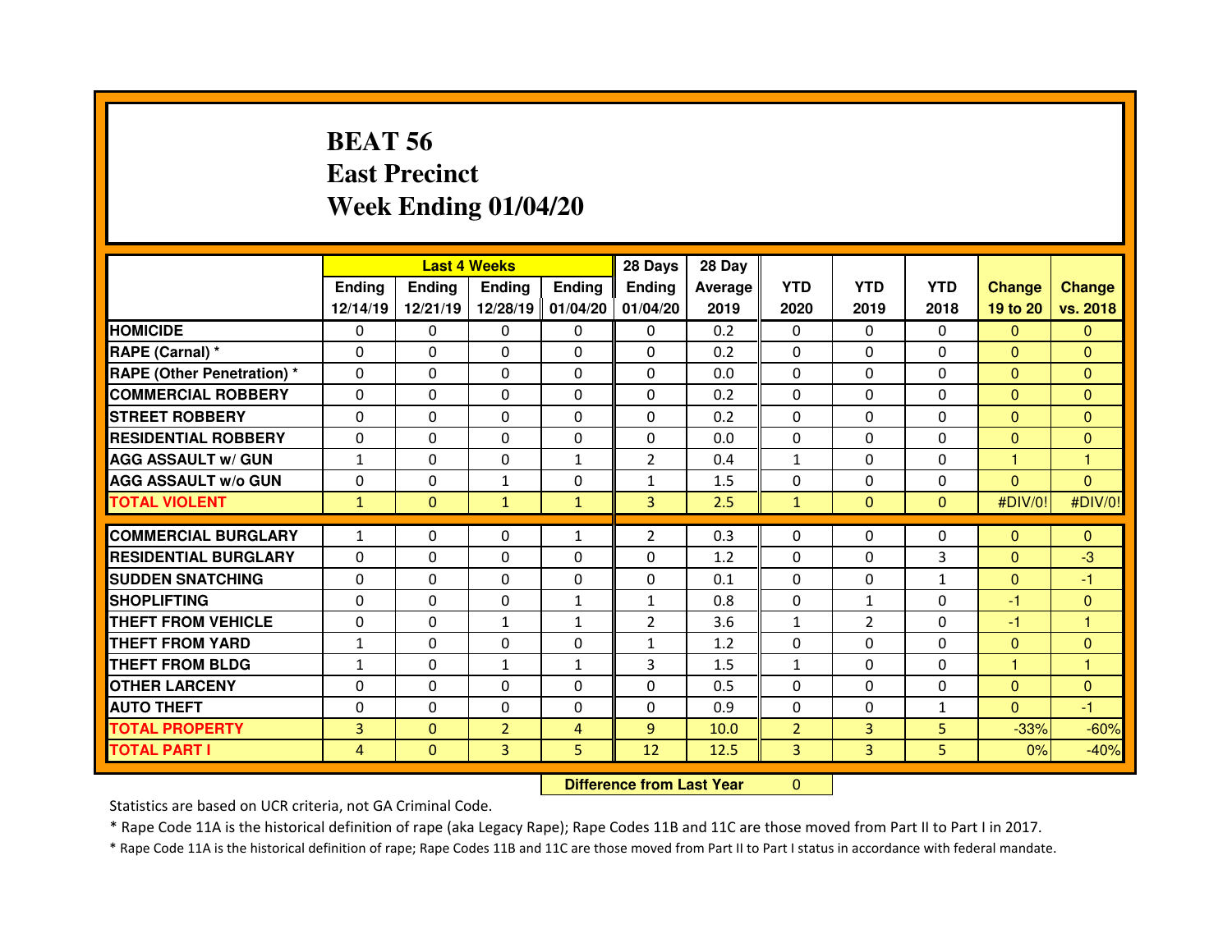# BEAT 56
# East Precinct
# Week Ending 01/04/20

| | Last 4 Weeks | | | | 28 Days | 28 Day | | | | | |
|---|---|---|---|---|---|---|---|---|---|---|---|
| | Ending 12/14/19 | Ending 12/21/19 | Ending 12/28/19 | Ending 01/04/20 | Ending 01/04/20 | Average 2019 | YTD 2020 | YTD 2019 | YTD 2018 | Change 19 to 20 | Change vs. 2018 |
| HOMICIDE | 0 | 0 | 0 | 0 | 0 | 0.2 | 0 | 0 | 0 | 0 | 0 |
| RAPE (Carnal) * | 0 | 0 | 0 | 0 | 0 | 0.2 | 0 | 0 | 0 | 0 | 0 |
| RAPE (Other Penetration) * | 0 | 0 | 0 | 0 | 0 | 0.0 | 0 | 0 | 0 | 0 | 0 |
| COMMERCIAL ROBBERY | 0 | 0 | 0 | 0 | 0 | 0.2 | 0 | 0 | 0 | 0 | 0 |
| STREET ROBBERY | 0 | 0 | 0 | 0 | 0 | 0.2 | 0 | 0 | 0 | 0 | 0 |
| RESIDENTIAL ROBBERY | 0 | 0 | 0 | 0 | 0 | 0.0 | 0 | 0 | 0 | 0 | 0 |
| AGG ASSAULT w/ GUN | 1 | 0 | 0 | 1 | 2 | 0.4 | 1 | 0 | 0 | 1 | 1 |
| AGG ASSAULT w/o GUN | 0 | 0 | 1 | 0 | 1 | 1.5 | 0 | 0 | 0 | 0 | 0 |
| TOTAL VIOLENT | 1 | 0 | 1 | 1 | 3 | 2.5 | 1 | 0 | 0 | #DIV/0! | #DIV/0! |
| COMMERCIAL BURGLARY | 1 | 0 | 0 | 1 | 2 | 0.3 | 0 | 0 | 0 | 0 | 0 |
| RESIDENTIAL BURGLARY | 0 | 0 | 0 | 0 | 0 | 1.2 | 0 | 0 | 3 | 0 | -3 |
| SUDDEN SNATCHING | 0 | 0 | 0 | 0 | 0 | 0.1 | 0 | 0 | 1 | 0 | -1 |
| SHOPLIFTING | 0 | 0 | 0 | 1 | 1 | 0.8 | 0 | 1 | 0 | -1 | 0 |
| THEFT FROM VEHICLE | 0 | 0 | 1 | 1 | 2 | 3.6 | 1 | 2 | 0 | -1 | 1 |
| THEFT FROM YARD | 1 | 0 | 0 | 0 | 1 | 1.2 | 0 | 0 | 0 | 0 | 0 |
| THEFT FROM BLDG | 1 | 0 | 1 | 1 | 3 | 1.5 | 1 | 0 | 0 | 1 | 1 |
| OTHER LARCENY | 0 | 0 | 0 | 0 | 0 | 0.5 | 0 | 0 | 0 | 0 | 0 |
| AUTO THEFT | 0 | 0 | 0 | 0 | 0 | 0.9 | 0 | 0 | 1 | 0 | -1 |
| TOTAL PROPERTY | 3 | 0 | 2 | 4 | 9 | 10.0 | 2 | 3 | 5 | -33% | -60% |
| TOTAL PART I | 4 | 0 | 3 | 5 | 12 | 12.5 | 3 | 3 | 5 | 0% | -40% |

**Difference from Last Year** 0

Statistics are based on UCR criteria, not GA Criminal Code.

* Rape Code 11A is the historical definition of rape (aka Legacy Rape); Rape Codes 11B and 11C are those moved from Part II to Part I in 2017.

* Rape Code 11A is the historical definition of rape; Rape Codes 11B and 11C are those moved from Part II to Part I status in accordance with federal mandate.